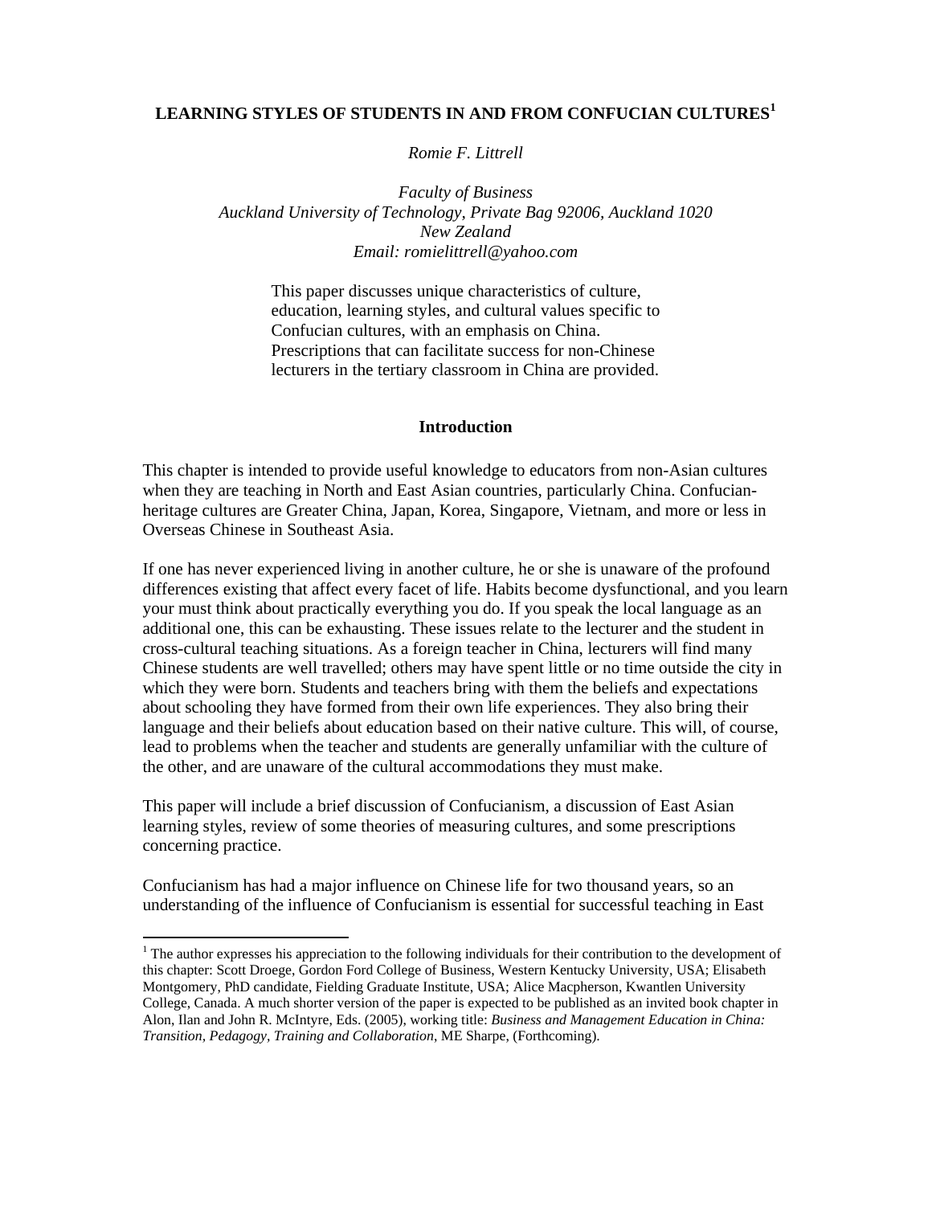# LEARNING STYLES OF STUDENTS IN AND FROM CONFUCIAN CULTURES[1]

*Romie F. Littrell*

*Faculty of Business*
*Auckland University of Technology, Private Bag 92006, Auckland 1020*
*New Zealand*
*Email: romielittrell@yahoo.com*

This paper discusses unique characteristics of culture, education, learning styles, and cultural values specific to Confucian cultures, with an emphasis on China. Prescriptions that can facilitate success for non-Chinese lecturers in the tertiary classroom in China are provided.

## Introduction

This chapter is intended to provide useful knowledge to educators from non-Asian cultures when they are teaching in North and East Asian countries, particularly China. Confucian-heritage cultures are Greater China, Japan, Korea, Singapore, Vietnam, and more or less in Overseas Chinese in Southeast Asia.

If one has never experienced living in another culture, he or she is unaware of the profound differences existing that affect every facet of life. Habits become dysfunctional, and you learn your must think about practically everything you do. If you speak the local language as an additional one, this can be exhausting. These issues relate to the lecturer and the student in cross-cultural teaching situations. As a foreign teacher in China, lecturers will find many Chinese students are well travelled; others may have spent little or no time outside the city in which they were born. Students and teachers bring with them the beliefs and expectations about schooling they have formed from their own life experiences. They also bring their language and their beliefs about education based on their native culture. This will, of course, lead to problems when the teacher and students are generally unfamiliar with the culture of the other, and are unaware of the cultural accommodations they must make.

This paper will include a brief discussion of Confucianism, a discussion of East Asian learning styles, review of some theories of measuring cultures, and some prescriptions concerning practice.

Confucianism has had a major influence on Chinese life for two thousand years, so an understanding of the influence of Confucianism is essential for successful teaching in East

---

[1] The author expresses his appreciation to the following individuals for their contribution to the development of this chapter: Scott Droege, Gordon Ford College of Business, Western Kentucky University, USA; Elisabeth Montgomery, PhD candidate, Fielding Graduate Institute, USA; Alice Macpherson, Kwantlen University College, Canada. A much shorter version of the paper is expected to be published as an invited book chapter in Alon, Ilan and John R. McIntyre, Eds. (2005), working title: *Business and Management Education in China: Transition, Pedagogy, Training and Collaboration*, ME Sharpe, (Forthcoming).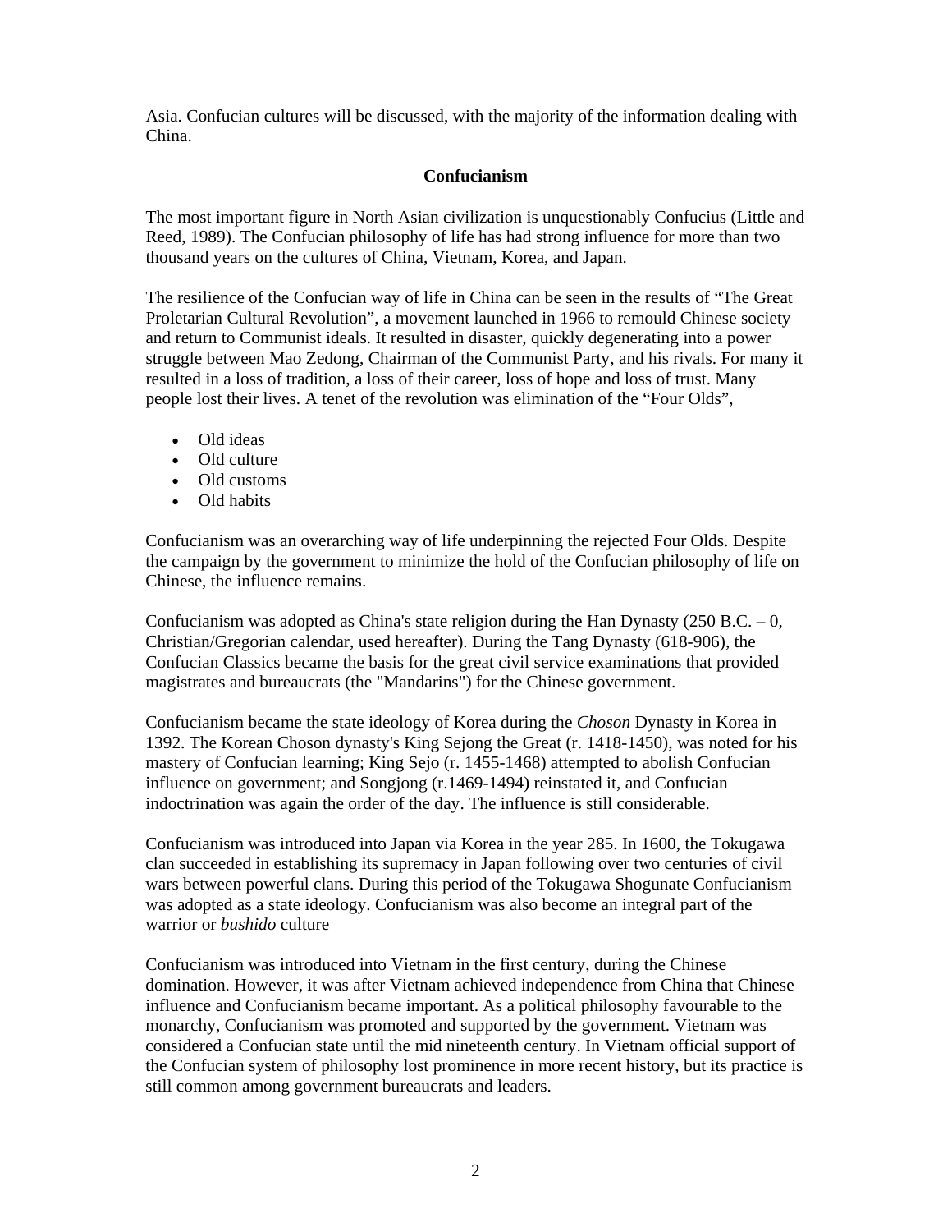Asia. Confucian cultures will be discussed, with the majority of the information dealing with China.

## Confucianism

The most important figure in North Asian civilization is unquestionably Confucius (Little and Reed, 1989). The Confucian philosophy of life has had strong influence for more than two thousand years on the cultures of China, Vietnam, Korea, and Japan.

The resilience of the Confucian way of life in China can be seen in the results of "The Great Proletarian Cultural Revolution", a movement launched in 1966 to remould Chinese society and return to Communist ideals. It resulted in disaster, quickly degenerating into a power struggle between Mao Zedong, Chairman of the Communist Party, and his rivals. For many it resulted in a loss of tradition, a loss of their career, loss of hope and loss of trust. Many people lost their lives. A tenet of the revolution was elimination of the "Four Olds",

- Old ideas
- Old culture
- Old customs
- Old habits

Confucianism was an overarching way of life underpinning the rejected Four Olds. Despite the campaign by the government to minimize the hold of the Confucian philosophy of life on Chinese, the influence remains.

Confucianism was adopted as China's state religion during the Han Dynasty (250 B.C. – 0, Christian/Gregorian calendar, used hereafter). During the Tang Dynasty (618-906), the Confucian Classics became the basis for the great civil service examinations that provided magistrates and bureaucrats (the "Mandarins") for the Chinese government.

Confucianism became the state ideology of Korea during the *Choson* Dynasty in Korea in 1392. The Korean Choson dynasty's King Sejong the Great (r. 1418-1450), was noted for his mastery of Confucian learning; King Sejo (r. 1455-1468) attempted to abolish Confucian influence on government; and Songjong (r.1469-1494) reinstated it, and Confucian indoctrination was again the order of the day. The influence is still considerable.

Confucianism was introduced into Japan via Korea in the year 285. In 1600, the Tokugawa clan succeeded in establishing its supremacy in Japan following over two centuries of civil wars between powerful clans. During this period of the Tokugawa Shogunate Confucianism was adopted as a state ideology. Confucianism was also become an integral part of the warrior or *bushido* culture

Confucianism was introduced into Vietnam in the first century, during the Chinese domination. However, it was after Vietnam achieved independence from China that Chinese influence and Confucianism became important. As a political philosophy favourable to the monarchy, Confucianism was promoted and supported by the government. Vietnam was considered a Confucian state until the mid nineteenth century. In Vietnam official support of the Confucian system of philosophy lost prominence in more recent history, but its practice is still common among government bureaucrats and leaders.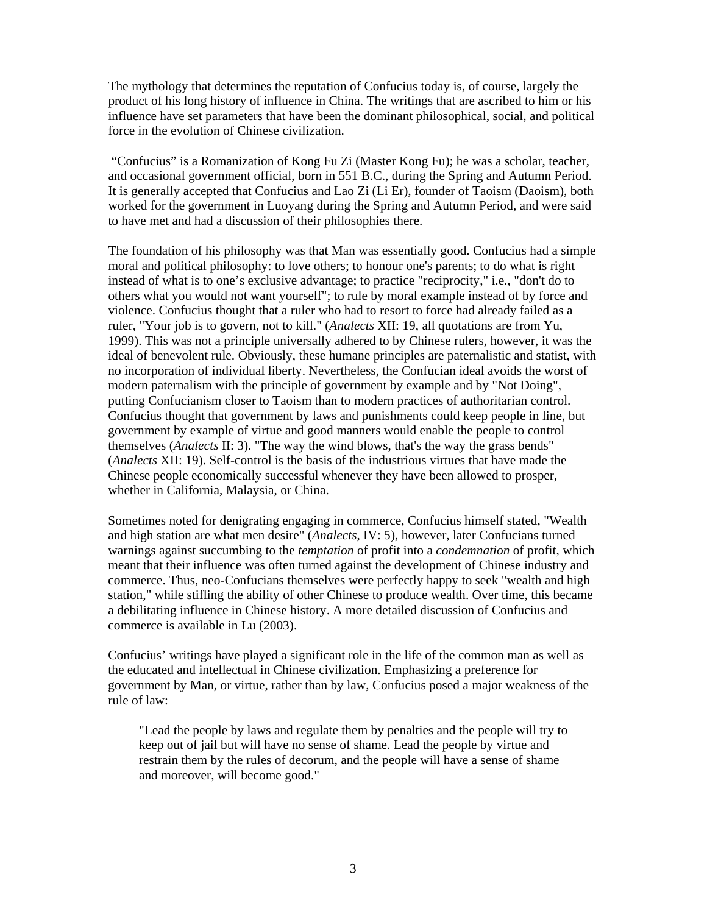The mythology that determines the reputation of Confucius today is, of course, largely the product of his long history of influence in China. The writings that are ascribed to him or his influence have set parameters that have been the dominant philosophical, social, and political force in the evolution of Chinese civilization.

"Confucius" is a Romanization of Kong Fu Zi (Master Kong Fu); he was a scholar, teacher, and occasional government official, born in 551 B.C., during the Spring and Autumn Period. It is generally accepted that Confucius and Lao Zi (Li Er), founder of Taoism (Daoism), both worked for the government in Luoyang during the Spring and Autumn Period, and were said to have met and had a discussion of their philosophies there.

The foundation of his philosophy was that Man was essentially good. Confucius had a simple moral and political philosophy: to love others; to honour one's parents; to do what is right instead of what is to one's exclusive advantage; to practice "reciprocity," i.e., "don't do to others what you would not want yourself"; to rule by moral example instead of by force and violence. Confucius thought that a ruler who had to resort to force had already failed as a ruler, "Your job is to govern, not to kill." (*Analects* XII: 19, all quotations are from Yu, 1999). This was not a principle universally adhered to by Chinese rulers, however, it was the ideal of benevolent rule. Obviously, these humane principles are paternalistic and statist, with no incorporation of individual liberty. Nevertheless, the Confucian ideal avoids the worst of modern paternalism with the principle of government by example and by "Not Doing", putting Confucianism closer to Taoism than to modern practices of authoritarian control. Confucius thought that government by laws and punishments could keep people in line, but government by example of virtue and good manners would enable the people to control themselves (*Analects* II: 3). "The way the wind blows, that's the way the grass bends" (*Analects* XII: 19). Self-control is the basis of the industrious virtues that have made the Chinese people economically successful whenever they have been allowed to prosper, whether in California, Malaysia, or China.

Sometimes noted for denigrating engaging in commerce, Confucius himself stated, "Wealth and high station are what men desire" (*Analects*, IV: 5), however, later Confucians turned warnings against succumbing to the *temptation* of profit into a *condemnation* of profit, which meant that their influence was often turned against the development of Chinese industry and commerce. Thus, neo-Confucians themselves were perfectly happy to seek "wealth and high station," while stifling the ability of other Chinese to produce wealth. Over time, this became a debilitating influence in Chinese history. A more detailed discussion of Confucius and commerce is available in Lu (2003).

Confucius' writings have played a significant role in the life of the common man as well as the educated and intellectual in Chinese civilization. Emphasizing a preference for government by Man, or virtue, rather than by law, Confucius posed a major weakness of the rule of law:

> "Lead the people by laws and regulate them by penalties and the people will try to keep out of jail but will have no sense of shame. Lead the people by virtue and restrain them by the rules of decorum, and the people will have a sense of shame and moreover, will become good."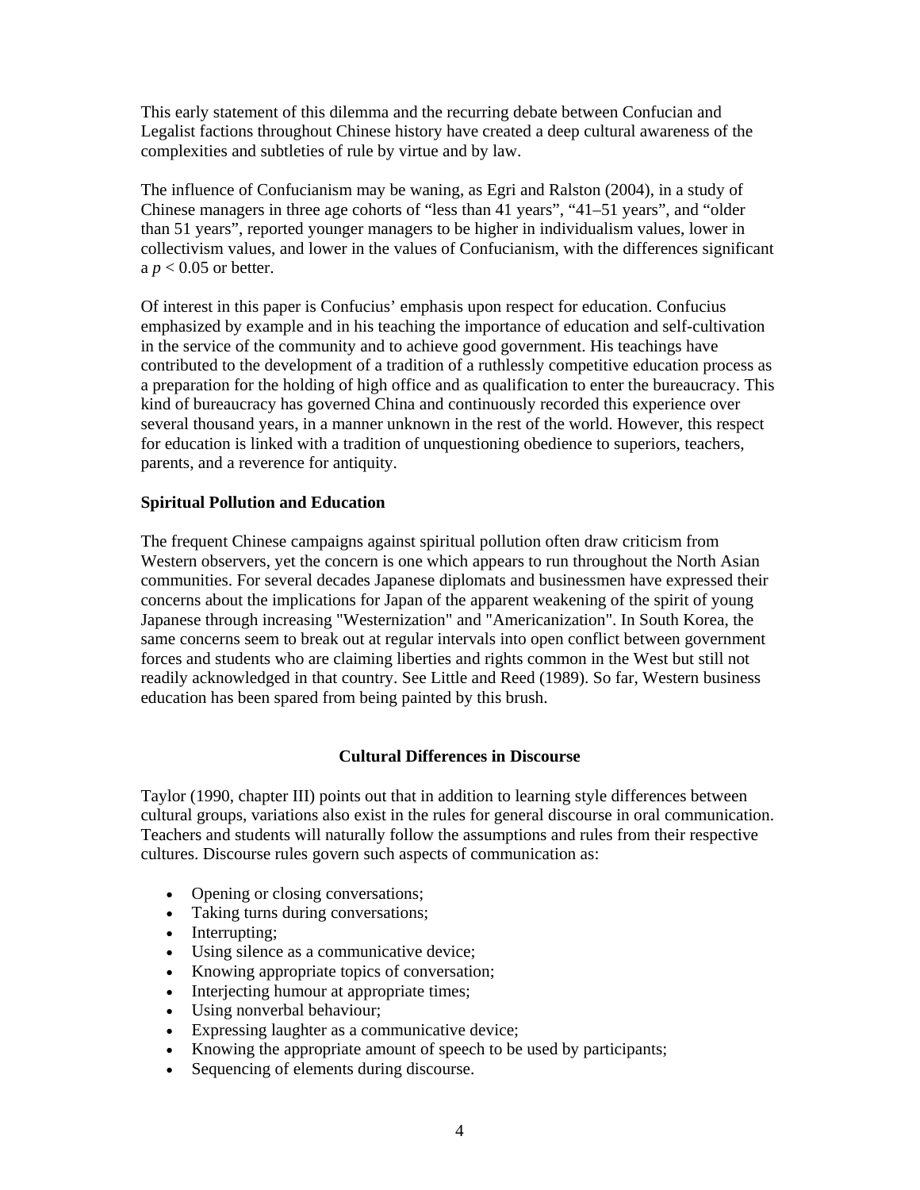This early statement of this dilemma and the recurring debate between Confucian and Legalist factions throughout Chinese history have created a deep cultural awareness of the complexities and subtleties of rule by virtue and by law.

The influence of Confucianism may be waning, as Egri and Ralston (2004), in a study of Chinese managers in three age cohorts of "less than 41 years", "41–51 years", and "older than 51 years", reported younger managers to be higher in individualism values, lower in collectivism values, and lower in the values of Confucianism, with the differences significant a $p < 0.05$ or better.

Of interest in this paper is Confucius' emphasis upon respect for education. Confucius emphasized by example and in his teaching the importance of education and self-cultivation in the service of the community and to achieve good government. His teachings have contributed to the development of a tradition of a ruthlessly competitive education process as a preparation for the holding of high office and as qualification to enter the bureaucracy. This kind of bureaucracy has governed China and continuously recorded this experience over several thousand years, in a manner unknown in the rest of the world. However, this respect for education is linked with a tradition of unquestioning obedience to superiors, teachers, parents, and a reverence for antiquity.

**Spiritual Pollution and Education**

The frequent Chinese campaigns against spiritual pollution often draw criticism from Western observers, yet the concern is one which appears to run throughout the North Asian communities. For several decades Japanese diplomats and businessmen have expressed their concerns about the implications for Japan of the apparent weakening of the spirit of young Japanese through increasing "Westernization" and "Americanization". In South Korea, the same concerns seem to break out at regular intervals into open conflict between government forces and students who are claiming liberties and rights common in the West but still not readily acknowledged in that country. See Little and Reed (1989). So far, Western business education has been spared from being painted by this brush.

## Cultural Differences in Discourse

Taylor (1990, chapter III) points out that in addition to learning style differences between cultural groups, variations also exist in the rules for general discourse in oral communication. Teachers and students will naturally follow the assumptions and rules from their respective cultures. Discourse rules govern such aspects of communication as:

- Opening or closing conversations;
- Taking turns during conversations;
- Interrupting;
- Using silence as a communicative device;
- Knowing appropriate topics of conversation;
- Interjecting humour at appropriate times;
- Using nonverbal behaviour;
- Expressing laughter as a communicative device;
- Knowing the appropriate amount of speech to be used by participants;
- Sequencing of elements during discourse.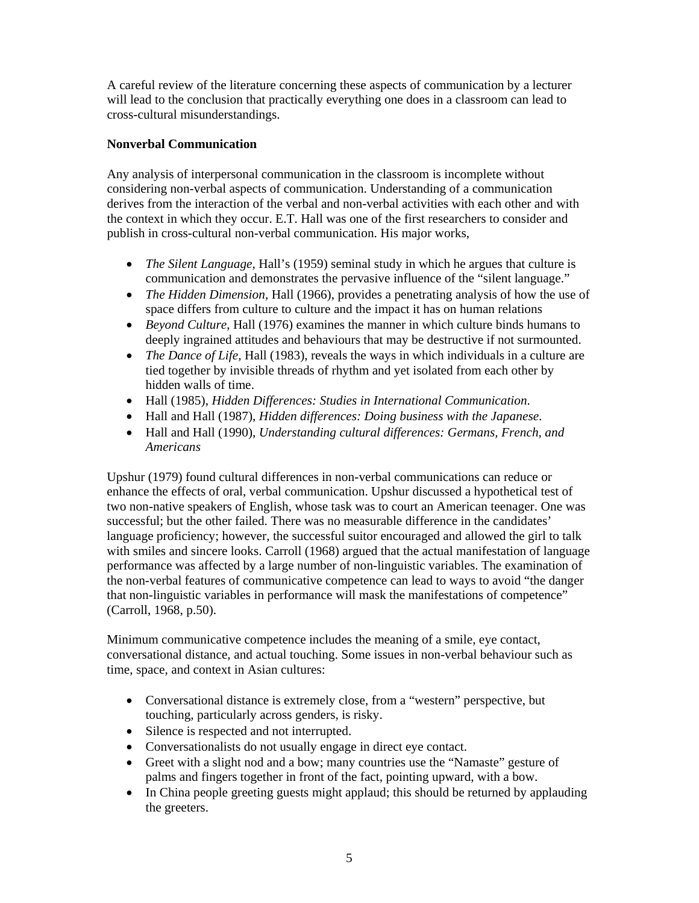A careful review of the literature concerning these aspects of communication by a lecturer will lead to the conclusion that practically everything one does in a classroom can lead to cross-cultural misunderstandings.

**Nonverbal Communication**

Any analysis of interpersonal communication in the classroom is incomplete without considering non-verbal aspects of communication. Understanding of a communication derives from the interaction of the verbal and non-verbal activities with each other and with the context in which they occur. E.T. Hall was one of the first researchers to consider and publish in cross-cultural non-verbal communication. His major works,

- *The Silent Language*, Hall's (1959) seminal study in which he argues that culture is communication and demonstrates the pervasive influence of the "silent language."
- *The Hidden Dimension*, Hall (1966), provides a penetrating analysis of how the use of space differs from culture to culture and the impact it has on human relations
- *Beyond Culture*, Hall (1976) examines the manner in which culture binds humans to deeply ingrained attitudes and behaviours that may be destructive if not surmounted.
- *The Dance of Life,* Hall (1983), reveals the ways in which individuals in a culture are tied together by invisible threads of rhythm and yet isolated from each other by hidden walls of time.
- Hall (1985), *Hidden Differences: Studies in International Communication*.
- Hall and Hall (1987), *Hidden differences: Doing business with the Japanese*.
- Hall and Hall (1990), *Understanding cultural differences: Germans, French, and Americans*

Upshur (1979) found cultural differences in non-verbal communications can reduce or enhance the effects of oral, verbal communication. Upshur discussed a hypothetical test of two non-native speakers of English, whose task was to court an American teenager. One was successful; but the other failed. There was no measurable difference in the candidates' language proficiency; however, the successful suitor encouraged and allowed the girl to talk with smiles and sincere looks. Carroll (1968) argued that the actual manifestation of language performance was affected by a large number of non-linguistic variables. The examination of the non-verbal features of communicative competence can lead to ways to avoid "the danger that non-linguistic variables in performance will mask the manifestations of competence" (Carroll, 1968, p.50).

Minimum communicative competence includes the meaning of a smile, eye contact, conversational distance, and actual touching. Some issues in non-verbal behaviour such as time, space, and context in Asian cultures:

- Conversational distance is extremely close, from a "western" perspective, but touching, particularly across genders, is risky.
- Silence is respected and not interrupted.
- Conversationalists do not usually engage in direct eye contact.
- Greet with a slight nod and a bow; many countries use the "Namaste" gesture of palms and fingers together in front of the fact, pointing upward, with a bow.
- In China people greeting guests might applaud; this should be returned by applauding the greeters.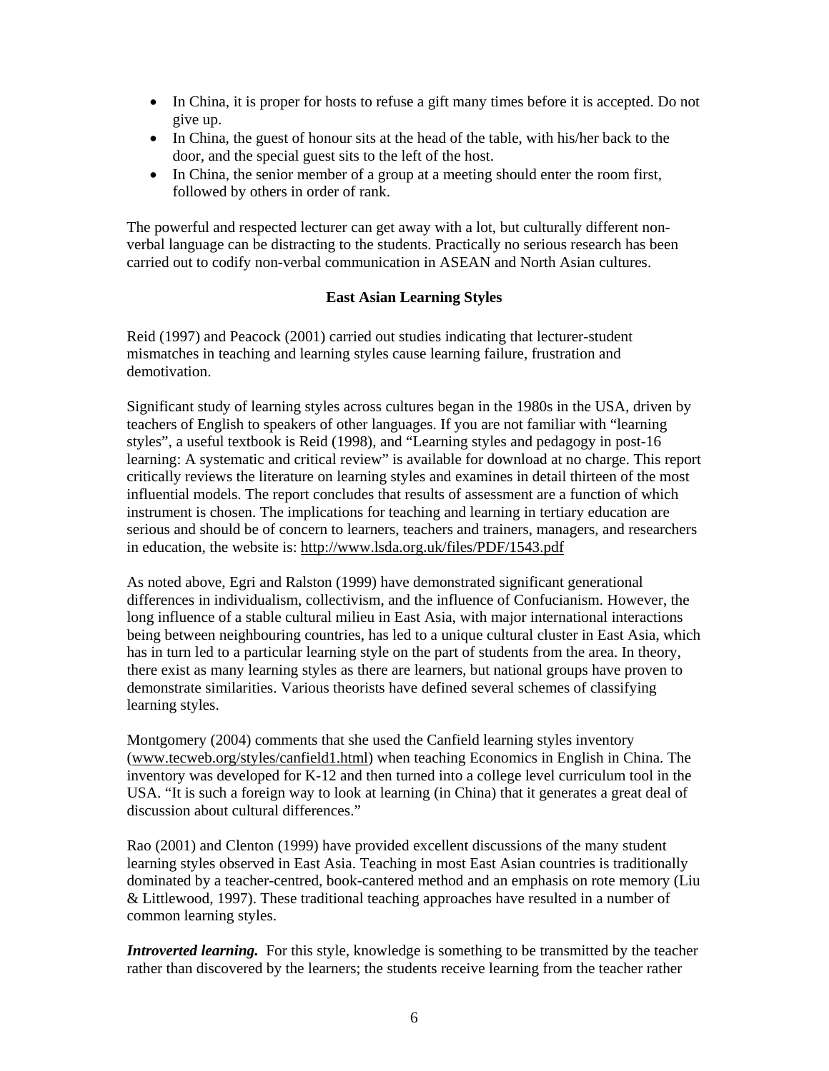- In China, it is proper for hosts to refuse a gift many times before it is accepted. Do not give up.
- In China, the guest of honour sits at the head of the table, with his/her back to the door, and the special guest sits to the left of the host.
- In China, the senior member of a group at a meeting should enter the room first, followed by others in order of rank.

The powerful and respected lecturer can get away with a lot, but culturally different non-verbal language can be distracting to the students. Practically no serious research has been carried out to codify non-verbal communication in ASEAN and North Asian cultures.

## East Asian Learning Styles

Reid (1997) and Peacock (2001) carried out studies indicating that lecturer-student mismatches in teaching and learning styles cause learning failure, frustration and demotivation.

Significant study of learning styles across cultures began in the 1980s in the USA, driven by teachers of English to speakers of other languages. If you are not familiar with "learning styles", a useful textbook is Reid (1998), and "Learning styles and pedagogy in post-16 learning: A systematic and critical review" is available for download at no charge. This report critically reviews the literature on learning styles and examines in detail thirteen of the most influential models. The report concludes that results of assessment are a function of which instrument is chosen. The implications for teaching and learning in tertiary education are serious and should be of concern to learners, teachers and trainers, managers, and researchers in education, the website is: http://www.lsda.org.uk/files/PDF/1543.pdf

As noted above, Egri and Ralston (1999) have demonstrated significant generational differences in individualism, collectivism, and the influence of Confucianism. However, the long influence of a stable cultural milieu in East Asia, with major international interactions being between neighbouring countries, has led to a unique cultural cluster in East Asia, which has in turn led to a particular learning style on the part of students from the area. In theory, there exist as many learning styles as there are learners, but national groups have proven to demonstrate similarities. Various theorists have defined several schemes of classifying learning styles.

Montgomery (2004) comments that she used the Canfield learning styles inventory (www.tecweb.org/styles/canfield1.html) when teaching Economics in English in China. The inventory was developed for K-12 and then turned into a college level curriculum tool in the USA. "It is such a foreign way to look at learning (in China) that it generates a great deal of discussion about cultural differences."

Rao (2001) and Clenton (1999) have provided excellent discussions of the many student learning styles observed in East Asia. Teaching in most East Asian countries is traditionally dominated by a teacher-centred, book-cantered method and an emphasis on rote memory (Liu & Littlewood, 1997). These traditional teaching approaches have resulted in a number of common learning styles.

***Introverted learning.*** For this style, knowledge is something to be transmitted by the teacher rather than discovered by the learners; the students receive learning from the teacher rather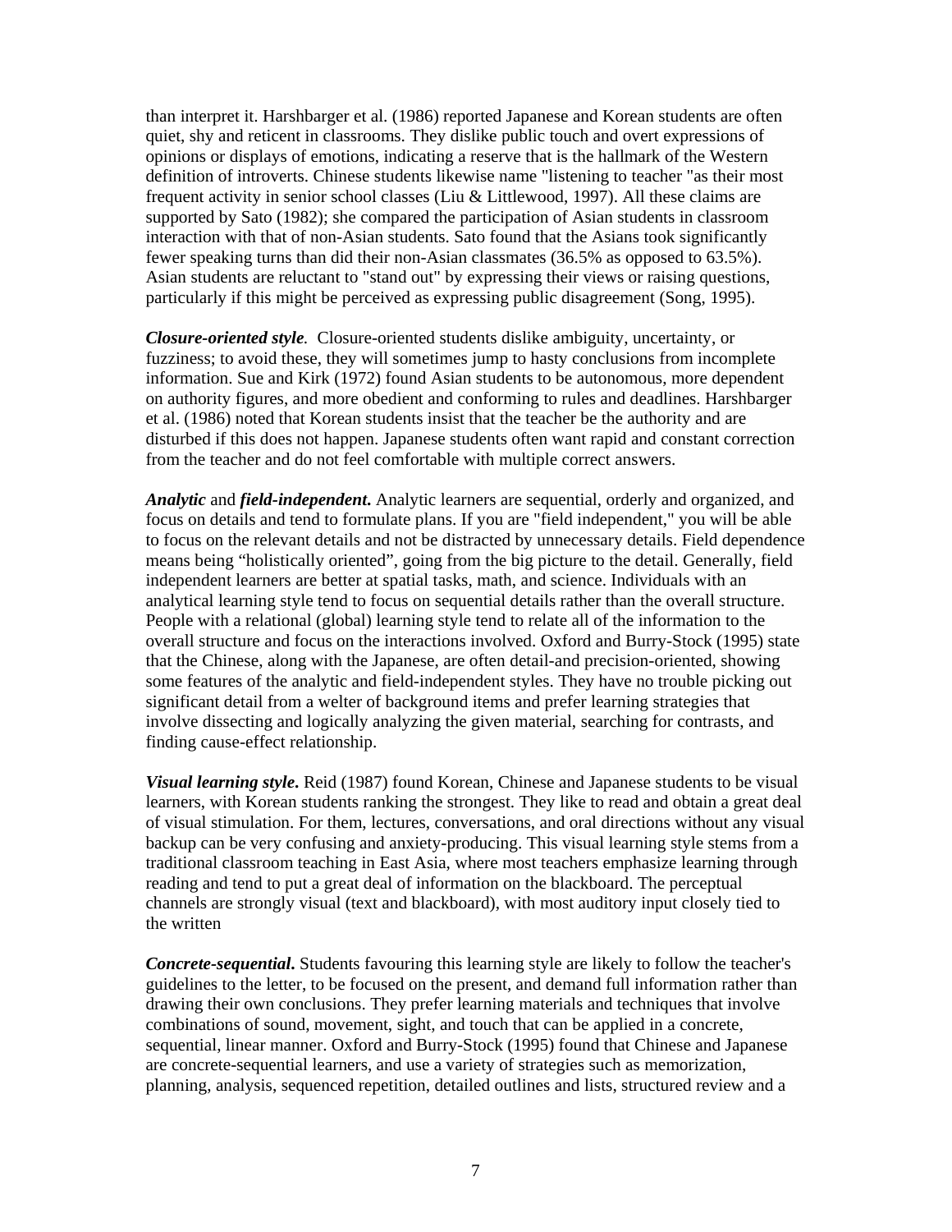than interpret it. Harshbarger et al. (1986) reported Japanese and Korean students are often quiet, shy and reticent in classrooms. They dislike public touch and overt expressions of opinions or displays of emotions, indicating a reserve that is the hallmark of the Western definition of introverts. Chinese students likewise name "listening to teacher "as their most frequent activity in senior school classes (Liu & Littlewood, 1997). All these claims are supported by Sato (1982); she compared the participation of Asian students in classroom interaction with that of non-Asian students. Sato found that the Asians took significantly fewer speaking turns than did their non-Asian classmates (36.5% as opposed to 63.5%). Asian students are reluctant to "stand out" by expressing their views or raising questions, particularly if this might be perceived as expressing public disagreement (Song, 1995).

***Closure-oriented style****.* Closure-oriented students dislike ambiguity, uncertainty, or fuzziness; to avoid these, they will sometimes jump to hasty conclusions from incomplete information. Sue and Kirk (1972) found Asian students to be autonomous, more dependent on authority figures, and more obedient and conforming to rules and deadlines. Harshbarger et al. (1986) noted that Korean students insist that the teacher be the authority and are disturbed if this does not happen. Japanese students often want rapid and constant correction from the teacher and do not feel comfortable with multiple correct answers.

***Analytic*** and ***field-independent*****.** Analytic learners are sequential, orderly and organized, and focus on details and tend to formulate plans. If you are "field independent," you will be able to focus on the relevant details and not be distracted by unnecessary details. Field dependence means being "holistically oriented", going from the big picture to the detail. Generally, field independent learners are better at spatial tasks, math, and science. Individuals with an analytical learning style tend to focus on sequential details rather than the overall structure. People with a relational (global) learning style tend to relate all of the information to the overall structure and focus on the interactions involved. Oxford and Burry-Stock (1995) state that the Chinese, along with the Japanese, are often detail-and precision-oriented, showing some features of the analytic and field-independent styles. They have no trouble picking out significant detail from a welter of background items and prefer learning strategies that involve dissecting and logically analyzing the given material, searching for contrasts, and finding cause-effect relationship.

***Visual learning style*****.** Reid (1987) found Korean, Chinese and Japanese students to be visual learners, with Korean students ranking the strongest. They like to read and obtain a great deal of visual stimulation. For them, lectures, conversations, and oral directions without any visual backup can be very confusing and anxiety-producing. This visual learning style stems from a traditional classroom teaching in East Asia, where most teachers emphasize learning through reading and tend to put a great deal of information on the blackboard. The perceptual channels are strongly visual (text and blackboard), with most auditory input closely tied to the written

***Concrete-sequential*****.** Students favouring this learning style are likely to follow the teacher's guidelines to the letter, to be focused on the present, and demand full information rather than drawing their own conclusions. They prefer learning materials and techniques that involve combinations of sound, movement, sight, and touch that can be applied in a concrete, sequential, linear manner. Oxford and Burry-Stock (1995) found that Chinese and Japanese are concrete-sequential learners, and use a variety of strategies such as memorization, planning, analysis, sequenced repetition, detailed outlines and lists, structured review and a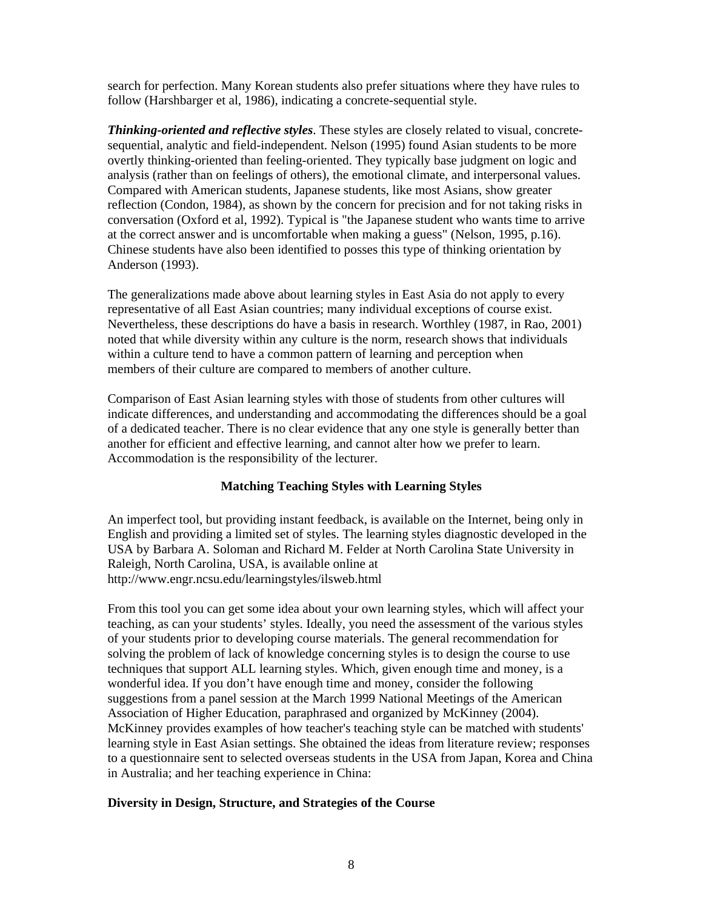search for perfection. Many Korean students also prefer situations where they have rules to follow (Harshbarger et al, 1986), indicating a concrete-sequential style.

***Thinking-oriented and reflective styles***. These styles are closely related to visual, concrete-sequential, analytic and field-independent. Nelson (1995) found Asian students to be more overtly thinking-oriented than feeling-oriented. They typically base judgment on logic and analysis (rather than on feelings of others), the emotional climate, and interpersonal values. Compared with American students, Japanese students, like most Asians, show greater reflection (Condon, 1984), as shown by the concern for precision and for not taking risks in conversation (Oxford et al, 1992). Typical is "the Japanese student who wants time to arrive at the correct answer and is uncomfortable when making a guess" (Nelson, 1995, p.16). Chinese students have also been identified to posses this type of thinking orientation by Anderson (1993).

The generalizations made above about learning styles in East Asia do not apply to every representative of all East Asian countries; many individual exceptions of course exist. Nevertheless, these descriptions do have a basis in research. Worthley (1987, in Rao, 2001) noted that while diversity within any culture is the norm, research shows that individuals within a culture tend to have a common pattern of learning and perception when members of their culture are compared to members of another culture.

Comparison of East Asian learning styles with those of students from other cultures will indicate differences, and understanding and accommodating the differences should be a goal of a dedicated teacher. There is no clear evidence that any one style is generally better than another for efficient and effective learning, and cannot alter how we prefer to learn. Accommodation is the responsibility of the lecturer.

## Matching Teaching Styles with Learning Styles

An imperfect tool, but providing instant feedback, is available on the Internet, being only in English and providing a limited set of styles. The learning styles diagnostic developed in the USA by Barbara A. Soloman and Richard M. Felder at North Carolina State University in Raleigh, North Carolina, USA, is available online at http://www.engr.ncsu.edu/learningstyles/ilsweb.html

From this tool you can get some idea about your own learning styles, which will affect your teaching, as can your students' styles. Ideally, you need the assessment of the various styles of your students prior to developing course materials. The general recommendation for solving the problem of lack of knowledge concerning styles is to design the course to use techniques that support ALL learning styles. Which, given enough time and money, is a wonderful idea. If you don't have enough time and money, consider the following suggestions from a panel session at the March 1999 National Meetings of the American Association of Higher Education, paraphrased and organized by McKinney (2004). McKinney provides examples of how teacher's teaching style can be matched with students' learning style in East Asian settings. She obtained the ideas from literature review; responses to a questionnaire sent to selected overseas students in the USA from Japan, Korea and China in Australia; and her teaching experience in China:

### Diversity in Design, Structure, and Strategies of the Course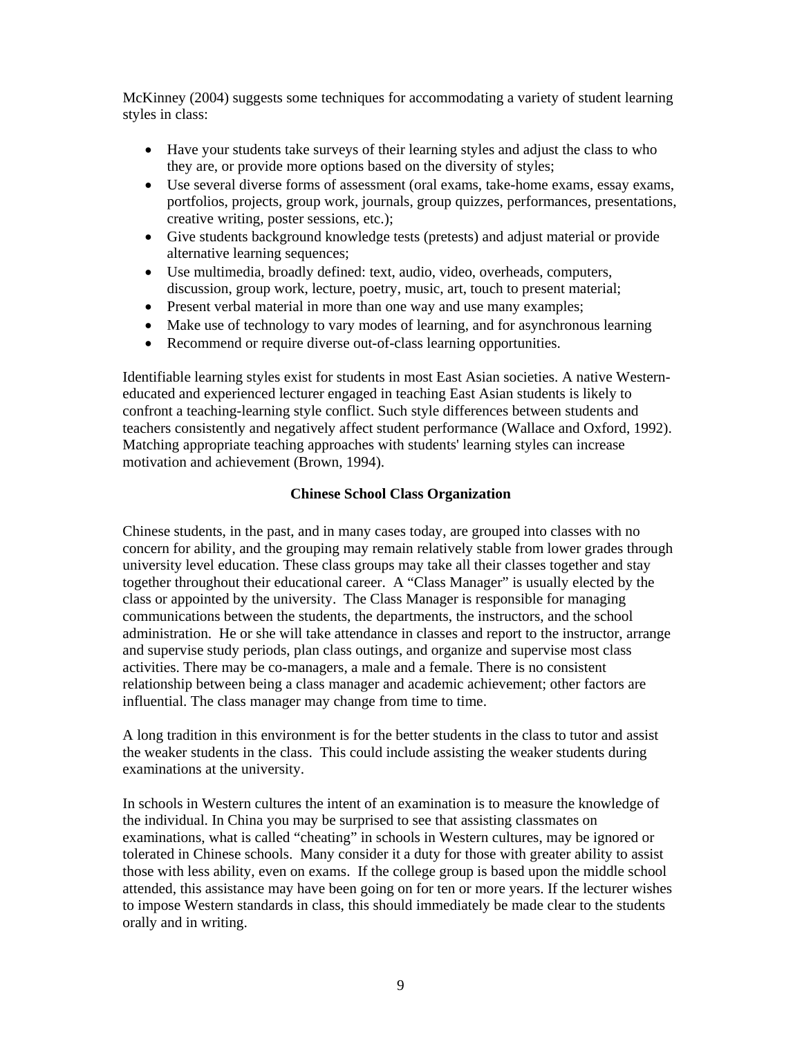McKinney (2004) suggests some techniques for accommodating a variety of student learning styles in class:

- Have your students take surveys of their learning styles and adjust the class to who they are, or provide more options based on the diversity of styles;
- Use several diverse forms of assessment (oral exams, take-home exams, essay exams, portfolios, projects, group work, journals, group quizzes, performances, presentations, creative writing, poster sessions, etc.);
- Give students background knowledge tests (pretests) and adjust material or provide alternative learning sequences;
- Use multimedia, broadly defined: text, audio, video, overheads, computers, discussion, group work, lecture, poetry, music, art, touch to present material;
- Present verbal material in more than one way and use many examples;
- Make use of technology to vary modes of learning, and for asynchronous learning
- Recommend or require diverse out-of-class learning opportunities.

Identifiable learning styles exist for students in most East Asian societies. A native Western-educated and experienced lecturer engaged in teaching East Asian students is likely to confront a teaching-learning style conflict. Such style differences between students and teachers consistently and negatively affect student performance (Wallace and Oxford, 1992). Matching appropriate teaching approaches with students' learning styles can increase motivation and achievement (Brown, 1994).

## Chinese School Class Organization

Chinese students, in the past, and in many cases today, are grouped into classes with no concern for ability, and the grouping may remain relatively stable from lower grades through university level education. These class groups may take all their classes together and stay together throughout their educational career. A "Class Manager" is usually elected by the class or appointed by the university. The Class Manager is responsible for managing communications between the students, the departments, the instructors, and the school administration. He or she will take attendance in classes and report to the instructor, arrange and supervise study periods, plan class outings, and organize and supervise most class activities. There may be co-managers, a male and a female. There is no consistent relationship between being a class manager and academic achievement; other factors are influential. The class manager may change from time to time.

A long tradition in this environment is for the better students in the class to tutor and assist the weaker students in the class. This could include assisting the weaker students during examinations at the university.

In schools in Western cultures the intent of an examination is to measure the knowledge of the individual. In China you may be surprised to see that assisting classmates on examinations, what is called "cheating" in schools in Western cultures, may be ignored or tolerated in Chinese schools. Many consider it a duty for those with greater ability to assist those with less ability, even on exams. If the college group is based upon the middle school attended, this assistance may have been going on for ten or more years. If the lecturer wishes to impose Western standards in class, this should immediately be made clear to the students orally and in writing.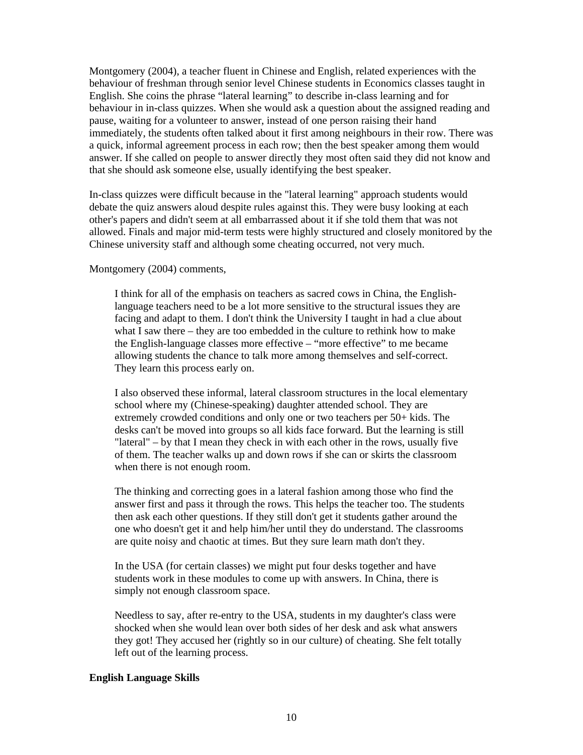Montgomery (2004), a teacher fluent in Chinese and English, related experiences with the behaviour of freshman through senior level Chinese students in Economics classes taught in English. She coins the phrase "lateral learning" to describe in-class learning and for behaviour in in-class quizzes. When she would ask a question about the assigned reading and pause, waiting for a volunteer to answer, instead of one person raising their hand immediately, the students often talked about it first among neighbours in their row. There was a quick, informal agreement process in each row; then the best speaker among them would answer. If she called on people to answer directly they most often said they did not know and that she should ask someone else, usually identifying the best speaker.

In-class quizzes were difficult because in the "lateral learning" approach students would debate the quiz answers aloud despite rules against this. They were busy looking at each other's papers and didn't seem at all embarrassed about it if she told them that was not allowed. Finals and major mid-term tests were highly structured and closely monitored by the Chinese university staff and although some cheating occurred, not very much.

Montgomery (2004) comments,

> I think for all of the emphasis on teachers as sacred cows in China, the English-language teachers need to be a lot more sensitive to the structural issues they are facing and adapt to them. I don't think the University I taught in had a clue about what I saw there – they are too embedded in the culture to rethink how to make the English-language classes more effective – "more effective" to me became allowing students the chance to talk more among themselves and self-correct. They learn this process early on.
>
> I also observed these informal, lateral classroom structures in the local elementary school where my (Chinese-speaking) daughter attended school. They are extremely crowded conditions and only one or two teachers per 50+ kids. The desks can't be moved into groups so all kids face forward. But the learning is still "lateral" – by that I mean they check in with each other in the rows, usually five of them. The teacher walks up and down rows if she can or skirts the classroom when there is not enough room.
>
> The thinking and correcting goes in a lateral fashion among those who find the answer first and pass it through the rows. This helps the teacher too. The students then ask each other questions. If they still don't get it students gather around the one who doesn't get it and help him/her until they do understand. The classrooms are quite noisy and chaotic at times. But they sure learn math don't they.
>
> In the USA (for certain classes) we might put four desks together and have students work in these modules to come up with answers. In China, there is simply not enough classroom space.
>
> Needless to say, after re-entry to the USA, students in my daughter's class were shocked when she would lean over both sides of her desk and ask what answers they got! They accused her (rightly so in our culture) of cheating. She felt totally left out of the learning process.

**English Language Skills**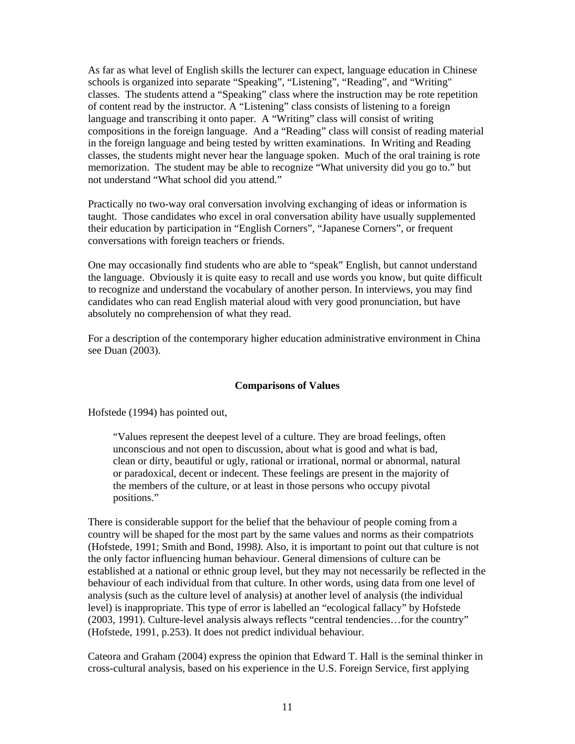As far as what level of English skills the lecturer can expect, language education in Chinese schools is organized into separate “Speaking”, “Listening”, “Reading”, and “Writing" classes. The students attend a “Speaking” class where the instruction may be rote repetition of content read by the instructor. A “Listening” class consists of listening to a foreign language and transcribing it onto paper. A “Writing” class will consist of writing compositions in the foreign language. And a “Reading” class will consist of reading material in the foreign language and being tested by written examinations. In Writing and Reading classes, the students might never hear the language spoken. Much of the oral training is rote memorization. The student may be able to recognize “What university did you go to.” but not understand “What school did you attend.”

Practically no two-way oral conversation involving exchanging of ideas or information is taught. Those candidates who excel in oral conversation ability have usually supplemented their education by participation in “English Corners”, “Japanese Corners”, or frequent conversations with foreign teachers or friends.

One may occasionally find students who are able to “speak” English, but cannot understand the language. Obviously it is quite easy to recall and use words you know, but quite difficult to recognize and understand the vocabulary of another person. In interviews, you may find candidates who can read English material aloud with very good pronunciation, but have absolutely no comprehension of what they read.

For a description of the contemporary higher education administrative environment in China see Duan (2003).

## Comparisons of Values

Hofstede (1994) has pointed out,

> “Values represent the deepest level of a culture. They are broad feelings, often unconscious and not open to discussion, about what is good and what is bad, clean or dirty, beautiful or ugly, rational or irrational, normal or abnormal, natural or paradoxical, decent or indecent. These feelings are present in the majority of the members of the culture, or at least in those persons who occupy pivotal positions.”

There is considerable support for the belief that the behaviour of people coming from a country will be shaped for the most part by the same values and norms as their compatriots (Hofstede, 1991; Smith and Bond, 1998*)*. Also, it is important to point out that culture is not the only factor influencing human behaviour. General dimensions of culture can be established at a national or ethnic group level, but they may not necessarily be reflected in the behaviour of each individual from that culture. In other words, using data from one level of analysis (such as the culture level of analysis) at another level of analysis (the individual level) is inappropriate. This type of error is labelled an “ecological fallacy” by Hofstede (2003, 1991). Culture-level analysis always reflects “central tendencies…for the country” (Hofstede, 1991, p.253). It does not predict individual behaviour.

Cateora and Graham (2004) express the opinion that Edward T. Hall is the seminal thinker in cross-cultural analysis, based on his experience in the U.S. Foreign Service, first applying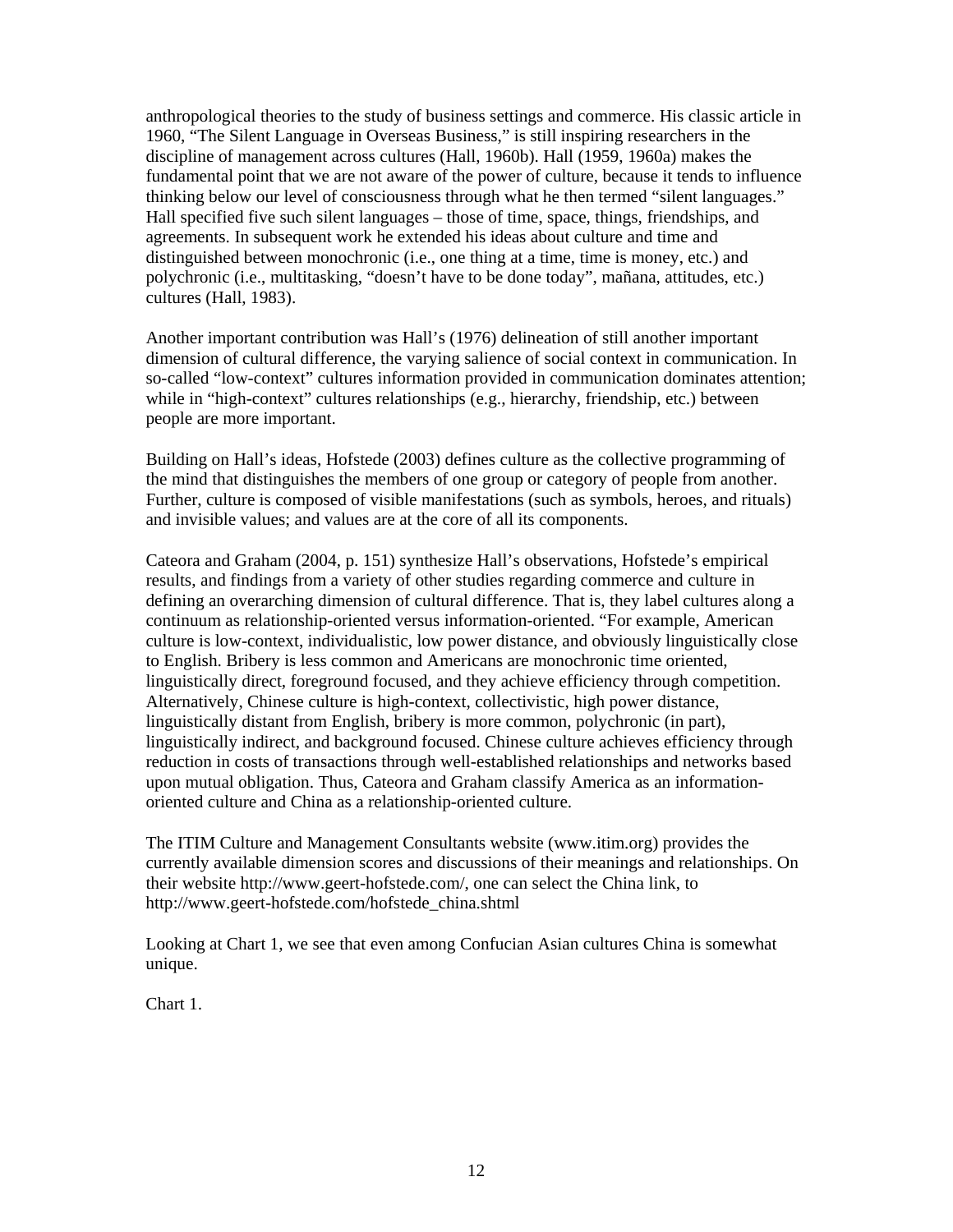anthropological theories to the study of business settings and commerce. His classic article in 1960, "The Silent Language in Overseas Business," is still inspiring researchers in the discipline of management across cultures (Hall, 1960b). Hall (1959, 1960a) makes the fundamental point that we are not aware of the power of culture, because it tends to influence thinking below our level of consciousness through what he then termed "silent languages." Hall specified five such silent languages – those of time, space, things, friendships, and agreements. In subsequent work he extended his ideas about culture and time and distinguished between monochronic (i.e., one thing at a time, time is money, etc.) and polychronic (i.e., multitasking, "doesn't have to be done today", mañana, attitudes, etc.) cultures (Hall, 1983).

Another important contribution was Hall's (1976) delineation of still another important dimension of cultural difference, the varying salience of social context in communication. In so-called "low-context" cultures information provided in communication dominates attention; while in "high-context" cultures relationships (e.g., hierarchy, friendship, etc.) between people are more important.

Building on Hall's ideas, Hofstede (2003) defines culture as the collective programming of the mind that distinguishes the members of one group or category of people from another. Further, culture is composed of visible manifestations (such as symbols, heroes, and rituals) and invisible values; and values are at the core of all its components.

Cateora and Graham (2004, p. 151) synthesize Hall's observations, Hofstede's empirical results, and findings from a variety of other studies regarding commerce and culture in defining an overarching dimension of cultural difference. That is, they label cultures along a continuum as relationship-oriented versus information-oriented. "For example, American culture is low-context, individualistic, low power distance, and obviously linguistically close to English. Bribery is less common and Americans are monochronic time oriented, linguistically direct, foreground focused, and they achieve efficiency through competition. Alternatively, Chinese culture is high-context, collectivistic, high power distance, linguistically distant from English, bribery is more common, polychronic (in part), linguistically indirect, and background focused. Chinese culture achieves efficiency through reduction in costs of transactions through well-established relationships and networks based upon mutual obligation. Thus, Cateora and Graham classify America as an information-oriented culture and China as a relationship-oriented culture.

The ITIM Culture and Management Consultants website (www.itim.org) provides the currently available dimension scores and discussions of their meanings and relationships. On their website http://www.geert-hofstede.com/, one can select the China link, to http://www.geert-hofstede.com/hofstede_china.shtml

Looking at Chart 1, we see that even among Confucian Asian cultures China is somewhat unique.

Chart 1.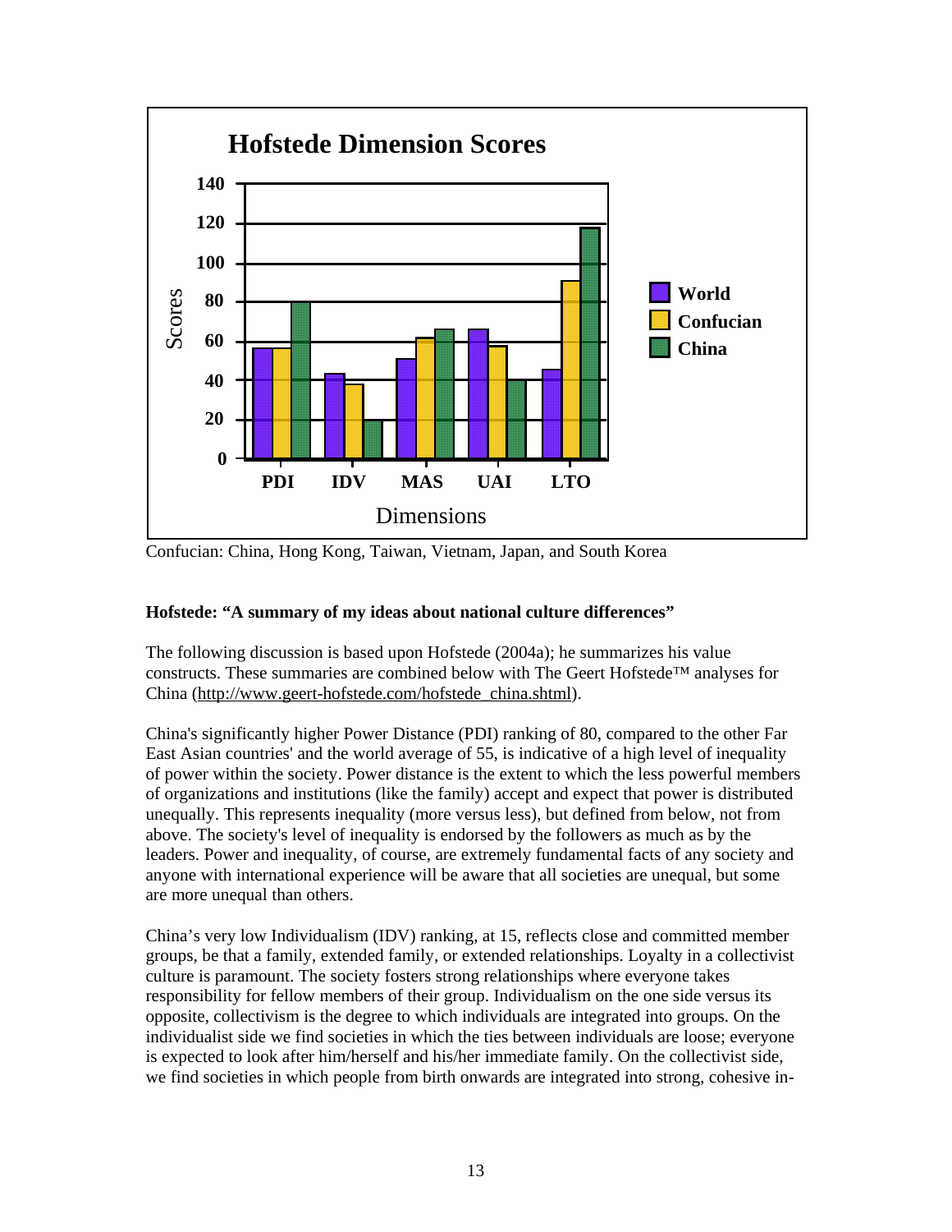**Hofstede Dimension Scores**

Confucian: China, Hong Kong, Taiwan, Vietnam, Japan, and South Korea

### Hofstede: "A summary of my ideas about national culture differences"

The following discussion is based upon Hofstede (2004a); he summarizes his value constructs. These summaries are combined below with The Geert Hofstede™ analyses for China (http://www.geert-hofstede.com/hofstede_china.shtml).

China's significantly higher Power Distance (PDI) ranking of 80, compared to the other Far East Asian countries' and the world average of 55, is indicative of a high level of inequality of power within the society. Power distance is the extent to which the less powerful members of organizations and institutions (like the family) accept and expect that power is distributed unequally. This represents inequality (more versus less), but defined from below, not from above. The society's level of inequality is endorsed by the followers as much as by the leaders. Power and inequality, of course, are extremely fundamental facts of any society and anyone with international experience will be aware that all societies are unequal, but some are more unequal than others.

China's very low Individualism (IDV) ranking, at 15, reflects close and committed member groups, be that a family, extended family, or extended relationships. Loyalty in a collectivist culture is paramount. The society fosters strong relationships where everyone takes responsibility for fellow members of their group. Individualism on the one side versus its opposite, collectivism is the degree to which individuals are integrated into groups. On the individualist side we find societies in which the ties between individuals are loose; everyone is expected to look after him/herself and his/her immediate family. On the collectivist side, we find societies in which people from birth onwards are integrated into strong, cohesive in-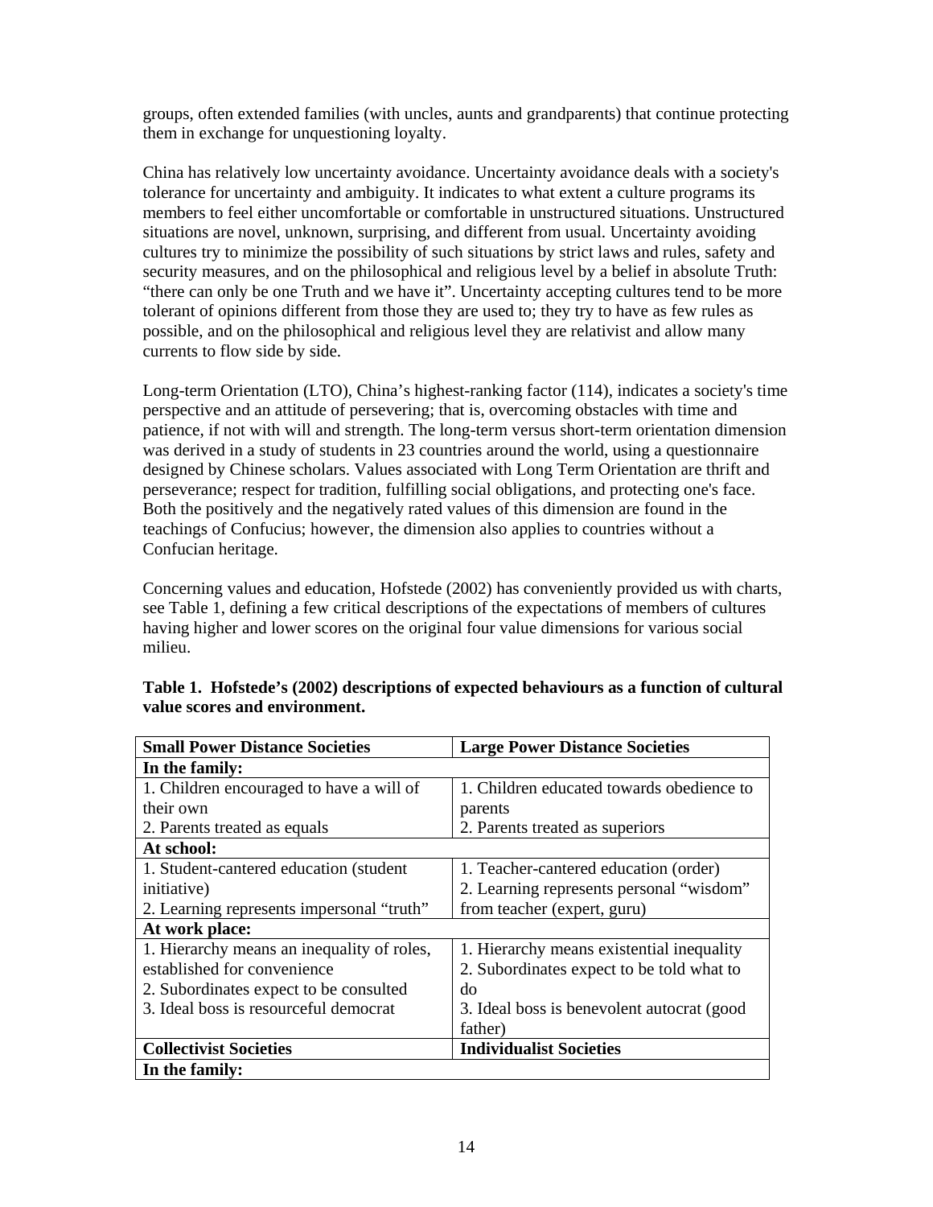groups, often extended families (with uncles, aunts and grandparents) that continue protecting them in exchange for unquestioning loyalty.

China has relatively low uncertainty avoidance. Uncertainty avoidance deals with a society's tolerance for uncertainty and ambiguity. It indicates to what extent a culture programs its members to feel either uncomfortable or comfortable in unstructured situations. Unstructured situations are novel, unknown, surprising, and different from usual. Uncertainty avoiding cultures try to minimize the possibility of such situations by strict laws and rules, safety and security measures, and on the philosophical and religious level by a belief in absolute Truth: "there can only be one Truth and we have it". Uncertainty accepting cultures tend to be more tolerant of opinions different from those they are used to; they try to have as few rules as possible, and on the philosophical and religious level they are relativist and allow many currents to flow side by side.

Long-term Orientation (LTO), China's highest-ranking factor (114), indicates a society's time perspective and an attitude of persevering; that is, overcoming obstacles with time and patience, if not with will and strength. The long-term versus short-term orientation dimension was derived in a study of students in 23 countries around the world, using a questionnaire designed by Chinese scholars. Values associated with Long Term Orientation are thrift and perseverance; respect for tradition, fulfilling social obligations, and protecting one's face. Both the positively and the negatively rated values of this dimension are found in the teachings of Confucius; however, the dimension also applies to countries without a Confucian heritage.

Concerning values and education, Hofstede (2002) has conveniently provided us with charts, see Table 1, defining a few critical descriptions of the expectations of members of cultures having higher and lower scores on the original four value dimensions for various social milieu.

**Table 1. Hofstede's (2002) descriptions of expected behaviours as a function of cultural value scores and environment.**

| **Small Power Distance Societies** | **Large Power Distance Societies** |
|---|---|
| **In the family:** | |
| 1. Children encouraged to have a will of their own<br>2. Parents treated as equals | 1. Children educated towards obedience to parents<br>2. Parents treated as superiors |
| **At school:** | |
| 1. Student-cantered education (student initiative)<br>2. Learning represents impersonal "truth" | 1. Teacher-cantered education (order)<br>2. Learning represents personal "wisdom" from teacher (expert, guru) |
| **At work place:** | |
| 1. Hierarchy means an inequality of roles, established for convenience<br>2. Subordinates expect to be consulted<br>3. Ideal boss is resourceful democrat | 1. Hierarchy means existential inequality<br>2. Subordinates expect to be told what to do<br>3. Ideal boss is benevolent autocrat (good father) |
| **Collectivist Societies** | **Individualist Societies** |
| **In the family:** | |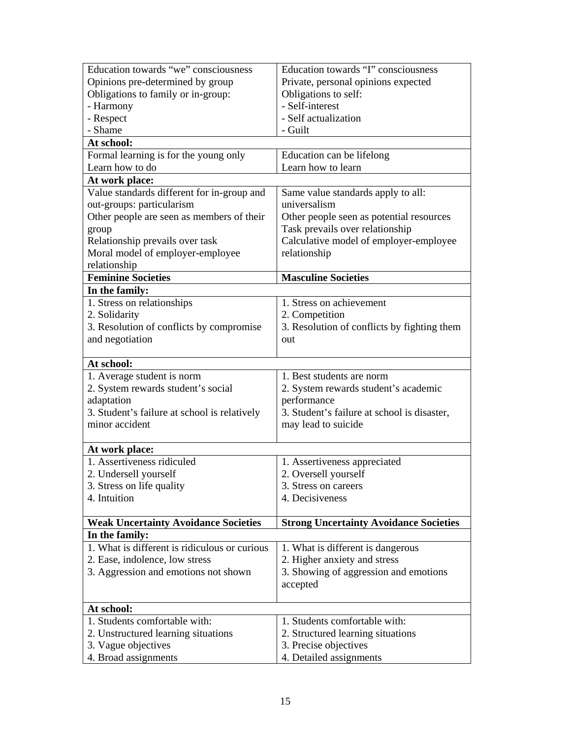| | |
|---|---|
| Education towards "we" consciousness<br>Opinions pre-determined by group<br>Obligations to family or in-group:<br>- Harmony<br>- Respect<br>- Shame | Education towards "I" consciousness<br>Private, personal opinions expected<br>Obligations to self:<br>- Self-interest<br>- Self actualization<br>- Guilt |
| **At school:** | |
| Formal learning is for the young only<br>Learn how to do | Education can be lifelong<br>Learn how to learn |
| **At work place:** | |
| Value standards different for in-group and out-groups: particularism<br>Other people are seen as members of their group<br>Relationship prevails over task<br>Moral model of employer-employee relationship | Same value standards apply to all: universalism<br>Other people seen as potential resources<br>Task prevails over relationship<br>Calculative model of employer-employee relationship |
| **Feminine Societies** | **Masculine Societies** |
| **In the family:** | |
| 1. Stress on relationships<br>2. Solidarity<br>3. Resolution of conflicts by compromise and negotiation | 1. Stress on achievement<br>2. Competition<br>3. Resolution of conflicts by fighting them out |
| **At school:** | |
| 1. Average student is norm<br>2. System rewards student's social adaptation<br>3. Student's failure at school is relatively minor accident | 1. Best students are norm<br>2. System rewards student's academic performance<br>3. Student's failure at school is disaster, may lead to suicide |
| **At work place:** | |
| 1. Assertiveness ridiculed<br>2. Undersell yourself<br>3. Stress on life quality<br>4. Intuition | 1. Assertiveness appreciated<br>2. Oversell yourself<br>3. Stress on careers<br>4. Decisiveness |
| **Weak Uncertainty Avoidance Societies** | **Strong Uncertainty Avoidance Societies** |
| **In the family:** | |
| 1. What is different is ridiculous or curious<br>2. Ease, indolence, low stress<br>3. Aggression and emotions not shown | 1. What is different is dangerous<br>2. Higher anxiety and stress<br>3. Showing of aggression and emotions accepted |
| **At school:** | |
| 1. Students comfortable with:<br>2. Unstructured learning situations<br>3. Vague objectives<br>4. Broad assignments | 1. Students comfortable with:<br>2. Structured learning situations<br>3. Precise objectives<br>4. Detailed assignments |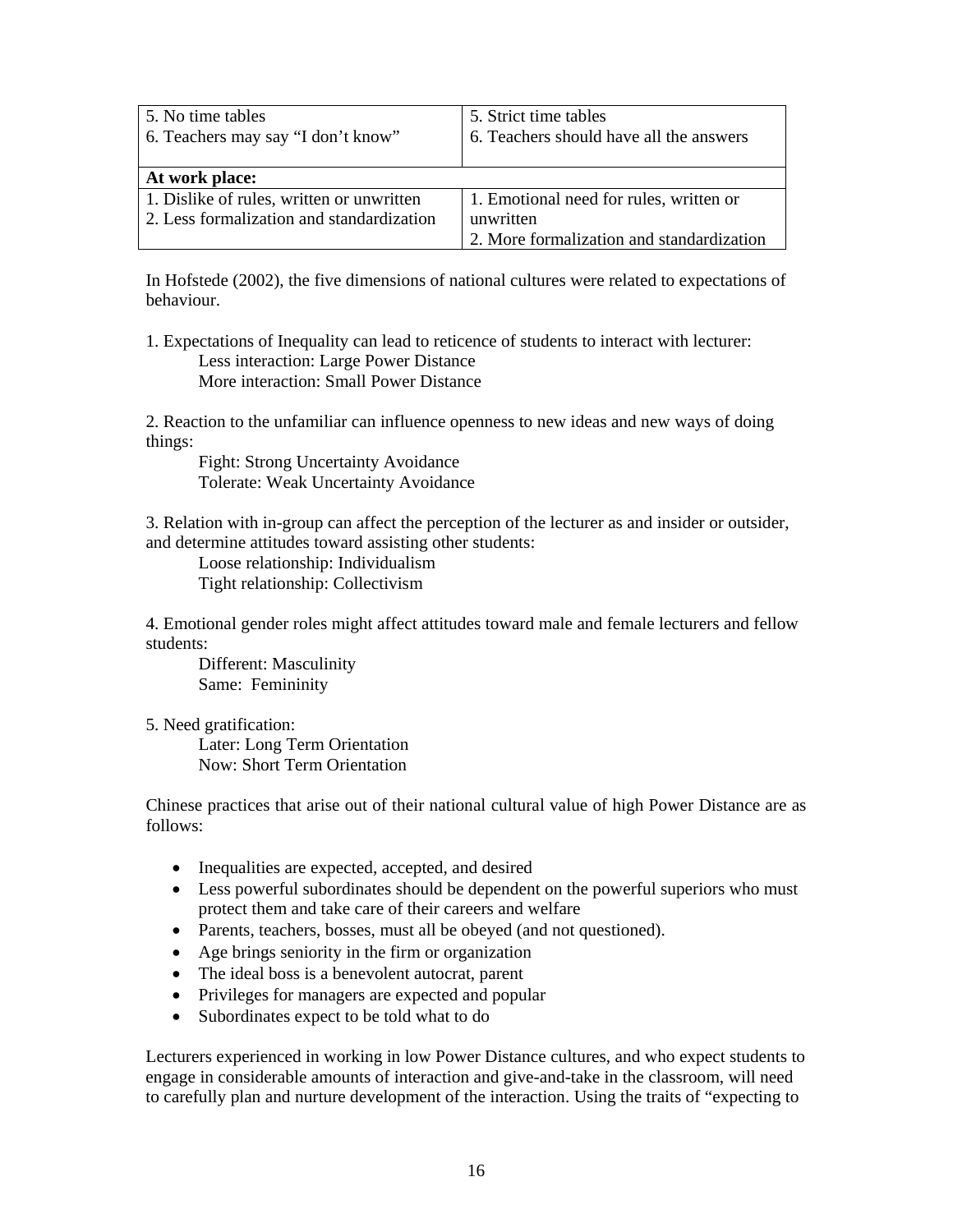| | |
|---|---|
| 5. No time tables<br>6. Teachers may say "I don't know" | 5. Strict time tables<br>6. Teachers should have all the answers |
| **At work place:** | |
| 1. Dislike of rules, written or unwritten<br>2. Less formalization and standardization | 1. Emotional need for rules, written or unwritten<br>2. More formalization and standardization |

In Hofstede (2002), the five dimensions of national cultures were related to expectations of behaviour.

1. Expectations of Inequality can lead to reticence of students to interact with lecturer:
   Less interaction: Large Power Distance
   More interaction: Small Power Distance

2. Reaction to the unfamiliar can influence openness to new ideas and new ways of doing things:
   Fight: Strong Uncertainty Avoidance
   Tolerate: Weak Uncertainty Avoidance

3. Relation with in-group can affect the perception of the lecturer as and insider or outsider, and determine attitudes toward assisting other students:
   Loose relationship: Individualism
   Tight relationship: Collectivism

4. Emotional gender roles might affect attitudes toward male and female lecturers and fellow students:
   Different: Masculinity
   Same: Femininity

5. Need gratification:
   Later: Long Term Orientation
   Now: Short Term Orientation

Chinese practices that arise out of their national cultural value of high Power Distance are as follows:

- Inequalities are expected, accepted, and desired
- Less powerful subordinates should be dependent on the powerful superiors who must protect them and take care of their careers and welfare
- Parents, teachers, bosses, must all be obeyed (and not questioned).
- Age brings seniority in the firm or organization
- The ideal boss is a benevolent autocrat, parent
- Privileges for managers are expected and popular
- Subordinates expect to be told what to do

Lecturers experienced in working in low Power Distance cultures, and who expect students to engage in considerable amounts of interaction and give-and-take in the classroom, will need to carefully plan and nurture development of the interaction. Using the traits of "expecting to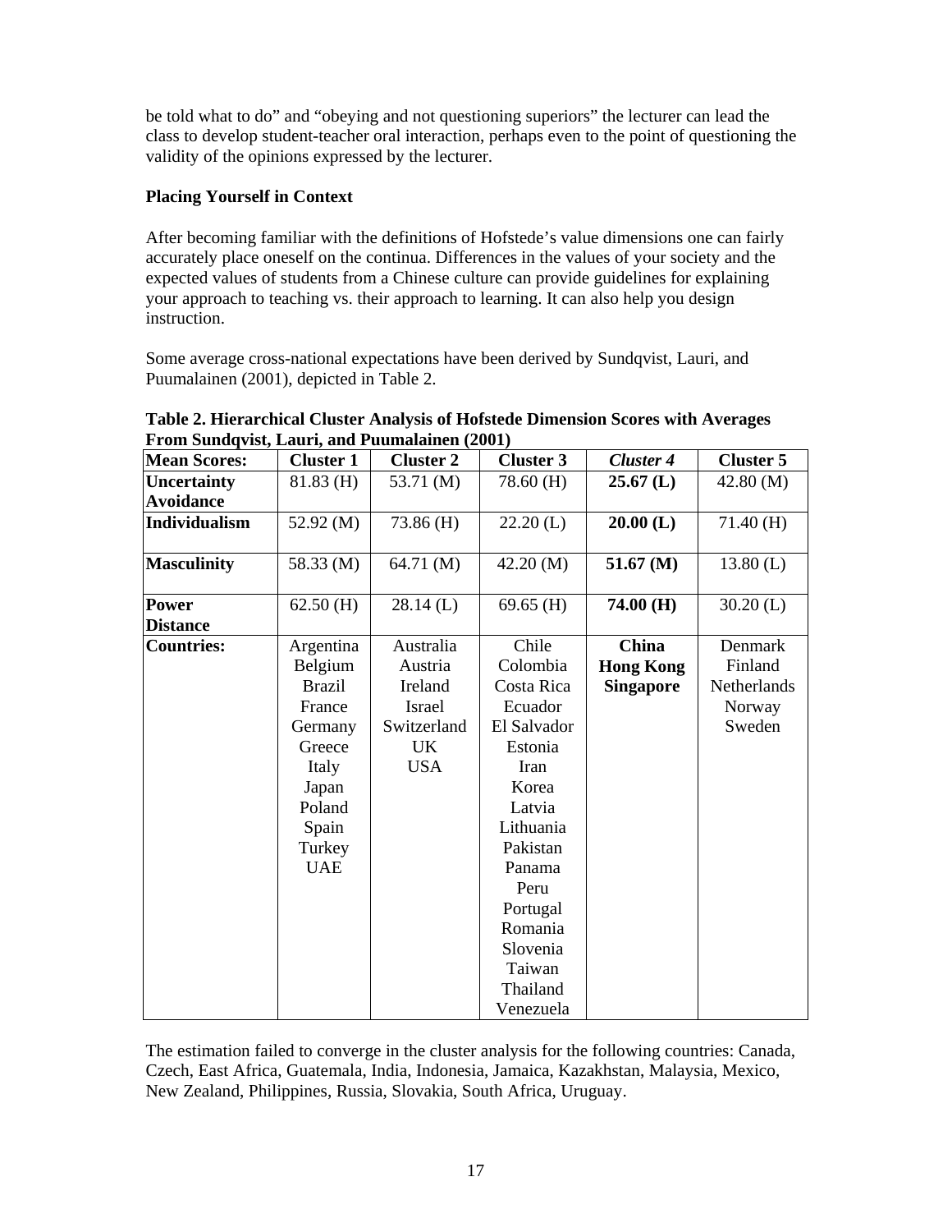be told what to do" and "obeying and not questioning superiors" the lecturer can lead the class to develop student-teacher oral interaction, perhaps even to the point of questioning the validity of the opinions expressed by the lecturer.

**Placing Yourself in Context**

After becoming familiar with the definitions of Hofstede's value dimensions one can fairly accurately place oneself on the continua. Differences in the values of your society and the expected values of students from a Chinese culture can provide guidelines for explaining your approach to teaching vs. their approach to learning. It can also help you design instruction.

Some average cross-national expectations have been derived by Sundqvist, Lauri, and Puumalainen (2001), depicted in Table 2.

**Table 2. Hierarchical Cluster Analysis of Hofstede Dimension Scores with Averages From Sundqvist, Lauri, and Puumalainen (2001)**

| Mean Scores: | Cluster 1 | Cluster 2 | Cluster 3 | *Cluster 4* | Cluster 5 |
|---|---|---|---|---|---|
| **Uncertainty Avoidance** | 81.83 (H) | 53.71 (M) | 78.60 (H) | **25.67 (L)** | 42.80 (M) |
| **Individualism** | 52.92 (M) | 73.86 (H) | 22.20 (L) | **20.00 (L)** | 71.40 (H) |
| **Masculinity** | 58.33 (M) | 64.71 (M) | 42.20 (M) | **51.67 (M)** | 13.80 (L) |
| **Power Distance** | 62.50 (H) | 28.14 (L) | 69.65 (H) | **74.00 (H)** | 30.20 (L) |
| **Countries:** | Argentina<br>Belgium<br>Brazil<br>France<br>Germany<br>Greece<br>Italy<br>Japan<br>Poland<br>Spain<br>Turkey<br>UAE | Australia<br>Austria<br>Ireland<br>Israel<br>Switzerland<br>UK<br>USA | Chile<br>Colombia<br>Costa Rica<br>Ecuador<br>El Salvador<br>Estonia<br>Iran<br>Korea<br>Latvia<br>Lithuania<br>Pakistan<br>Panama<br>Peru<br>Portugal<br>Romania<br>Slovenia<br>Taiwan<br>Thailand<br>Venezuela | **China**<br>**Hong Kong**<br>**Singapore** | Denmark<br>Finland<br>Netherlands<br>Norway<br>Sweden |

The estimation failed to converge in the cluster analysis for the following countries: Canada, Czech, East Africa, Guatemala, India, Indonesia, Jamaica, Kazakhstan, Malaysia, Mexico, New Zealand, Philippines, Russia, Slovakia, South Africa, Uruguay.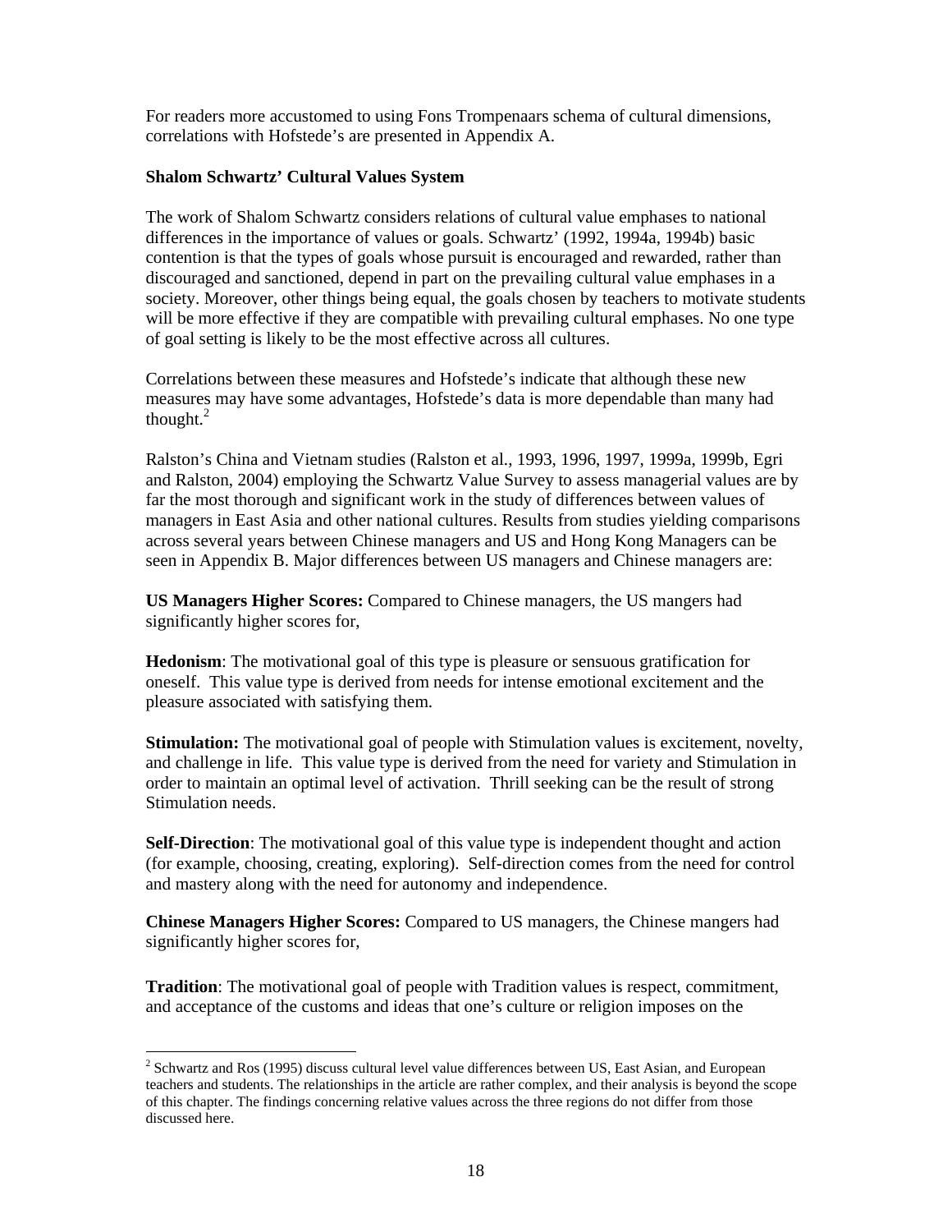For readers more accustomed to using Fons Trompenaars schema of cultural dimensions, correlations with Hofstede's are presented in Appendix A.

**Shalom Schwartz' Cultural Values System**

The work of Shalom Schwartz considers relations of cultural value emphases to national differences in the importance of values or goals. Schwartz' (1992, 1994a, 1994b) basic contention is that the types of goals whose pursuit is encouraged and rewarded, rather than discouraged and sanctioned, depend in part on the prevailing cultural value emphases in a society. Moreover, other things being equal, the goals chosen by teachers to motivate students will be more effective if they are compatible with prevailing cultural emphases. No one type of goal setting is likely to be the most effective across all cultures.

Correlations between these measures and Hofstede's indicate that although these new measures may have some advantages, Hofstede's data is more dependable than many had thought.[2]

Ralston's China and Vietnam studies (Ralston et al., 1993, 1996, 1997, 1999a, 1999b, Egri and Ralston, 2004) employing the Schwartz Value Survey to assess managerial values are by far the most thorough and significant work in the study of differences between values of managers in East Asia and other national cultures. Results from studies yielding comparisons across several years between Chinese managers and US and Hong Kong Managers can be seen in Appendix B. Major differences between US managers and Chinese managers are:

**US Managers Higher Scores:** Compared to Chinese managers, the US mangers had significantly higher scores for,

**Hedonism**: The motivational goal of this type is pleasure or sensuous gratification for oneself. This value type is derived from needs for intense emotional excitement and the pleasure associated with satisfying them.

**Stimulation:** The motivational goal of people with Stimulation values is excitement, novelty, and challenge in life. This value type is derived from the need for variety and Stimulation in order to maintain an optimal level of activation. Thrill seeking can be the result of strong Stimulation needs.

**Self-Direction**: The motivational goal of this value type is independent thought and action (for example, choosing, creating, exploring). Self-direction comes from the need for control and mastery along with the need for autonomy and independence.

**Chinese Managers Higher Scores:** Compared to US managers, the Chinese mangers had significantly higher scores for,

**Tradition**: The motivational goal of people with Tradition values is respect, commitment, and acceptance of the customs and ideas that one's culture or religion imposes on the

---

[2] Schwartz and Ros (1995) discuss cultural level value differences between US, East Asian, and European teachers and students. The relationships in the article are rather complex, and their analysis is beyond the scope of this chapter. The findings concerning relative values across the three regions do not differ from those discussed here.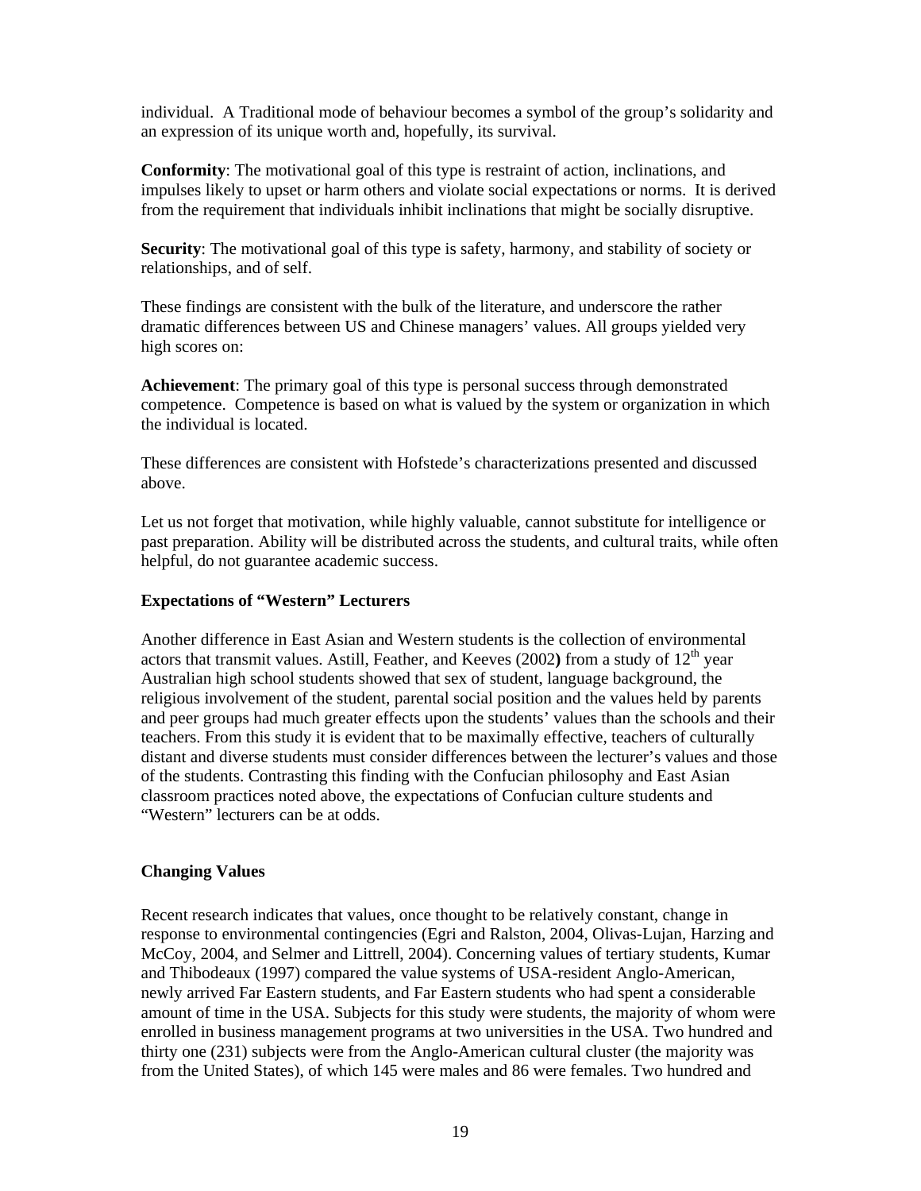individual. A Traditional mode of behaviour becomes a symbol of the group's solidarity and an expression of its unique worth and, hopefully, its survival.

**Conformity**: The motivational goal of this type is restraint of action, inclinations, and impulses likely to upset or harm others and violate social expectations or norms. It is derived from the requirement that individuals inhibit inclinations that might be socially disruptive.

**Security**: The motivational goal of this type is safety, harmony, and stability of society or relationships, and of self.

These findings are consistent with the bulk of the literature, and underscore the rather dramatic differences between US and Chinese managers' values. All groups yielded very high scores on:

**Achievement**: The primary goal of this type is personal success through demonstrated competence. Competence is based on what is valued by the system or organization in which the individual is located.

These differences are consistent with Hofstede's characterizations presented and discussed above.

Let us not forget that motivation, while highly valuable, cannot substitute for intelligence or past preparation. Ability will be distributed across the students, and cultural traits, while often helpful, do not guarantee academic success.

### Expectations of "Western" Lecturers

Another difference in East Asian and Western students is the collection of environmental actors that transmit values. Astill, Feather, and Keeves (2002**)** from a study of 12th year Australian high school students showed that sex of student, language background, the religious involvement of the student, parental social position and the values held by parents and peer groups had much greater effects upon the students' values than the schools and their teachers. From this study it is evident that to be maximally effective, teachers of culturally distant and diverse students must consider differences between the lecturer's values and those of the students. Contrasting this finding with the Confucian philosophy and East Asian classroom practices noted above, the expectations of Confucian culture students and "Western" lecturers can be at odds.

### Changing Values

Recent research indicates that values, once thought to be relatively constant, change in response to environmental contingencies (Egri and Ralston, 2004, Olivas-Lujan, Harzing and McCoy, 2004, and Selmer and Littrell, 2004). Concerning values of tertiary students, Kumar and Thibodeaux (1997) compared the value systems of USA-resident Anglo-American, newly arrived Far Eastern students, and Far Eastern students who had spent a considerable amount of time in the USA. Subjects for this study were students, the majority of whom were enrolled in business management programs at two universities in the USA. Two hundred and thirty one (231) subjects were from the Anglo-American cultural cluster (the majority was from the United States), of which 145 were males and 86 were females. Two hundred and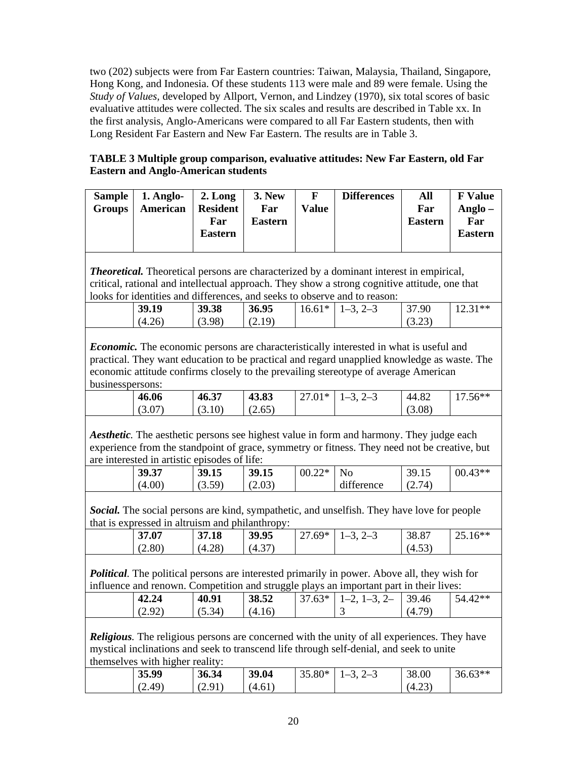two (202) subjects were from Far Eastern countries: Taiwan, Malaysia, Thailand, Singapore, Hong Kong, and Indonesia. Of these students 113 were male and 89 were female. Using the *Study of Values*, developed by Allport, Vernon, and Lindzey (1970), six total scores of basic evaluative attitudes were collected. The six scales and results are described in Table xx. In the first analysis, Anglo-Americans were compared to all Far Eastern students, then with Long Resident Far Eastern and New Far Eastern. The results are in Table 3.

**TABLE 3 Multiple group comparison, evaluative attitudes: New Far Eastern, old Far Eastern and Anglo-American students**

| Sample Groups | 1. Anglo-American | 2. Long Resident Far Eastern | 3. New Far Eastern | F Value | Differences | All Far Eastern | F Value Anglo – Far Eastern |
|---|---|---|---|---|---|---|---|
| ***Theoretical.*** Theoretical persons are characterized by a dominant interest in empirical, critical, rational and intellectual approach. They show a strong cognitive attitude, one that looks for identities and differences, and seeks to observe and to reason: | | | | | | | |
| | **39.19** (4.26) | **39.38** (3.98) | **36.95** (2.19) | 16.61* | 1–3, 2–3 | 37.90 (3.23) | 12.31** |
| ***Economic.*** The economic persons are characteristically interested in what is useful and practical. They want education to be practical and regard unapplied knowledge as waste. The economic attitude confirms closely to the prevailing stereotype of average American businesspersons: | | | | | | | |
| | **46.06** (3.07) | **46.37** (3.10) | **43.83** (2.65) | 27.01* | 1–3, 2–3 | 44.82 (3.08) | 17.56** |
| ***Aesthetic.*** The aesthetic persons see highest value in form and harmony. They judge each experience from the standpoint of grace, symmetry or fitness. They need not be creative, but are interested in artistic episodes of life: | | | | | | | |
| | **39.37** (4.00) | **39.15** (3.59) | **39.15** (2.03) | 00.22* | No difference | 39.15 (2.74) | 00.43** |
| ***Social.*** The social persons are kind, sympathetic, and unselfish. They have love for people that is expressed in altruism and philanthropy: | | | | | | | |
| | **37.07** (2.80) | **37.18** (4.28) | **39.95** (4.37) | 27.69* | 1–3, 2–3 | 38.87 (4.53) | 25.16** |
| ***Political.*** The political persons are interested primarily in power. Above all, they wish for influence and renown. Competition and struggle plays an important part in their lives: | | | | | | | |
| | **42.24** (2.92) | **40.91** (5.34) | **38.52** (4.16) | 37.63* | 1–2, 1–3, 2–3 | 39.46 (4.79) | 54.42** |
| ***Religious.*** The religious persons are concerned with the unity of all experiences. They have mystical inclinations and seek to transcend life through self-denial, and seek to unite themselves with higher reality: | | | | | | | |
| | **35.99** (2.49) | **36.34** (2.91) | **39.04** (4.61) | 35.80* | 1–3, 2–3 | 38.00 (4.23) | 36.63** |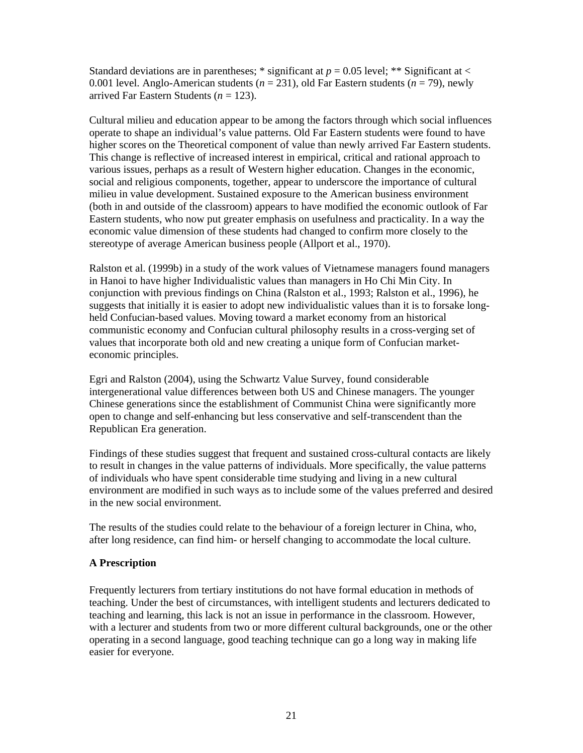Standard deviations are in parentheses; * significant at $p = 0.05$ level; ** Significant at < 0.001 level. Anglo-American students ($n = 231$), old Far Eastern students ($n = 79$), newly arrived Far Eastern Students ($n = 123$).

Cultural milieu and education appear to be among the factors through which social influences operate to shape an individual's value patterns. Old Far Eastern students were found to have higher scores on the Theoretical component of value than newly arrived Far Eastern students. This change is reflective of increased interest in empirical, critical and rational approach to various issues, perhaps as a result of Western higher education. Changes in the economic, social and religious components, together, appear to underscore the importance of cultural milieu in value development. Sustained exposure to the American business environment (both in and outside of the classroom) appears to have modified the economic outlook of Far Eastern students, who now put greater emphasis on usefulness and practicality. In a way the economic value dimension of these students had changed to confirm more closely to the stereotype of average American business people (Allport et al., 1970).

Ralston et al. (1999b) in a study of the work values of Vietnamese managers found managers in Hanoi to have higher Individualistic values than managers in Ho Chi Min City. In conjunction with previous findings on China (Ralston et al., 1993; Ralston et al., 1996), he suggests that initially it is easier to adopt new individualistic values than it is to forsake long-held Confucian-based values. Moving toward a market economy from an historical communistic economy and Confucian cultural philosophy results in a cross-verging set of values that incorporate both old and new creating a unique form of Confucian market-economic principles.

Egri and Ralston (2004), using the Schwartz Value Survey, found considerable intergenerational value differences between both US and Chinese managers. The younger Chinese generations since the establishment of Communist China were significantly more open to change and self-enhancing but less conservative and self-transcendent than the Republican Era generation.

Findings of these studies suggest that frequent and sustained cross-cultural contacts are likely to result in changes in the value patterns of individuals. More specifically, the value patterns of individuals who have spent considerable time studying and living in a new cultural environment are modified in such ways as to include some of the values preferred and desired in the new social environment.

The results of the studies could relate to the behaviour of a foreign lecturer in China, who, after long residence, can find him- or herself changing to accommodate the local culture.

## A Prescription

Frequently lecturers from tertiary institutions do not have formal education in methods of teaching. Under the best of circumstances, with intelligent students and lecturers dedicated to teaching and learning, this lack is not an issue in performance in the classroom. However, with a lecturer and students from two or more different cultural backgrounds, one or the other operating in a second language, good teaching technique can go a long way in making life easier for everyone.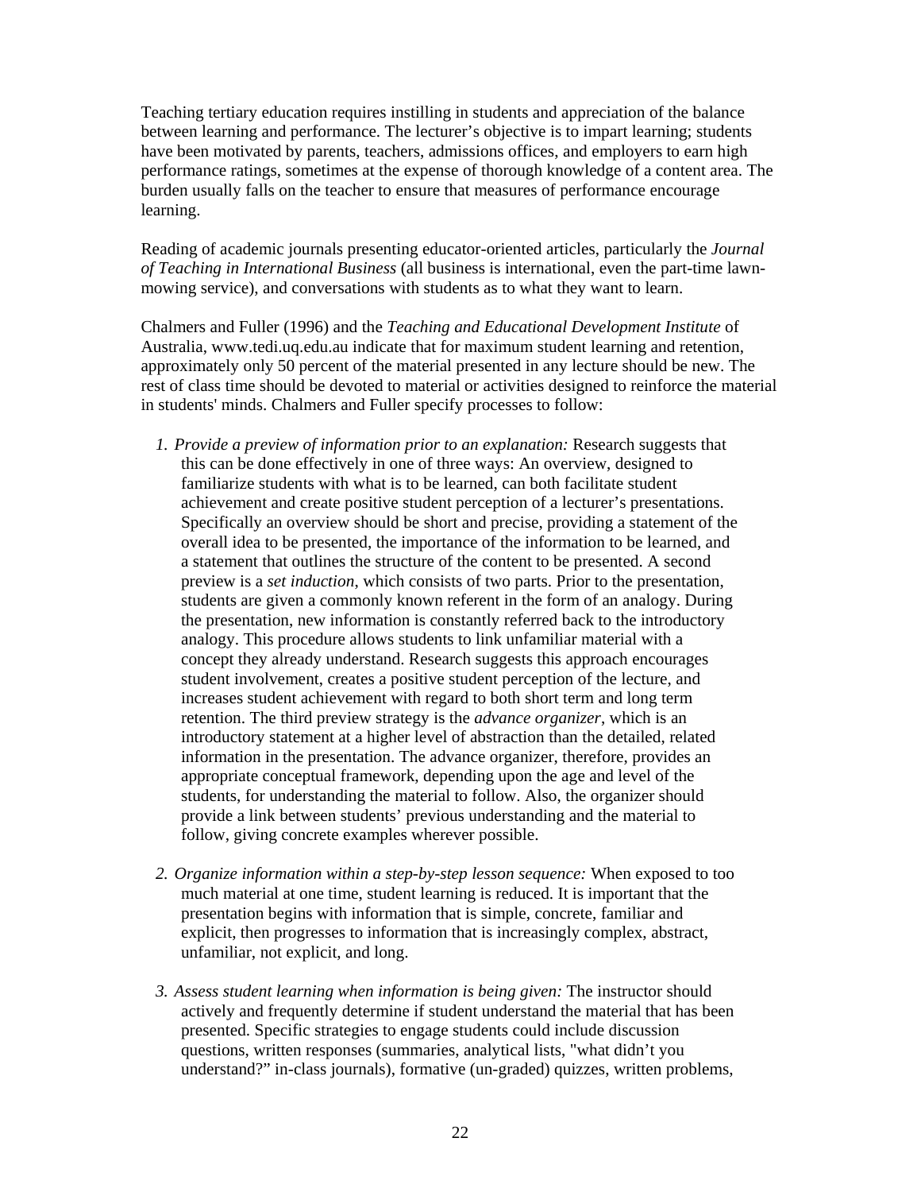Teaching tertiary education requires instilling in students and appreciation of the balance between learning and performance. The lecturer's objective is to impart learning; students have been motivated by parents, teachers, admissions offices, and employers to earn high performance ratings, sometimes at the expense of thorough knowledge of a content area. The burden usually falls on the teacher to ensure that measures of performance encourage learning.

Reading of academic journals presenting educator-oriented articles, particularly the *Journal of Teaching in International Business* (all business is international, even the part-time lawn-mowing service), and conversations with students as to what they want to learn.

Chalmers and Fuller (1996) and the *Teaching and Educational Development Institute* of Australia, www.tedi.uq.edu.au indicate that for maximum student learning and retention, approximately only 50 percent of the material presented in any lecture should be new. The rest of class time should be devoted to material or activities designed to reinforce the material in students' minds. Chalmers and Fuller specify processes to follow:

1. *Provide a preview of information prior to an explanation:* Research suggests that this can be done effectively in one of three ways: An overview, designed to familiarize students with what is to be learned, can both facilitate student achievement and create positive student perception of a lecturer's presentations. Specifically an overview should be short and precise, providing a statement of the overall idea to be presented, the importance of the information to be learned, and a statement that outlines the structure of the content to be presented. A second preview is a *set induction*, which consists of two parts. Prior to the presentation, students are given a commonly known referent in the form of an analogy. During the presentation, new information is constantly referred back to the introductory analogy. This procedure allows students to link unfamiliar material with a concept they already understand. Research suggests this approach encourages student involvement, creates a positive student perception of the lecture, and increases student achievement with regard to both short term and long term retention. The third preview strategy is the *advance organizer*, which is an introductory statement at a higher level of abstraction than the detailed, related information in the presentation. The advance organizer, therefore, provides an appropriate conceptual framework, depending upon the age and level of the students, for understanding the material to follow. Also, the organizer should provide a link between students' previous understanding and the material to follow, giving concrete examples wherever possible.

2. *Organize information within a step-by-step lesson sequence:* When exposed to too much material at one time, student learning is reduced. It is important that the presentation begins with information that is simple, concrete, familiar and explicit, then progresses to information that is increasingly complex, abstract, unfamiliar, not explicit, and long.

3. *Assess student learning when information is being given:* The instructor should actively and frequently determine if student understand the material that has been presented. Specific strategies to engage students could include discussion questions, written responses (summaries, analytical lists, "what didn't you understand?" in-class journals), formative (un-graded) quizzes, written problems,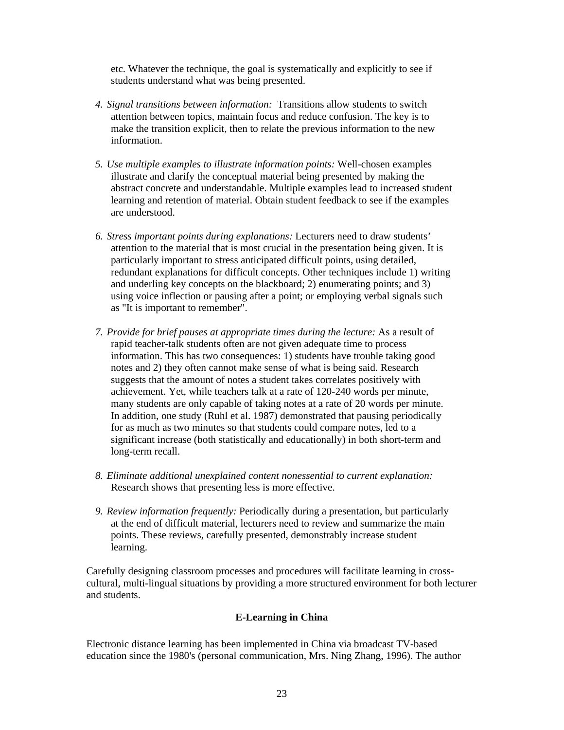etc. Whatever the technique, the goal is systematically and explicitly to see if students understand what was being presented.

4. *Signal transitions between information:* Transitions allow students to switch attention between topics, maintain focus and reduce confusion. The key is to make the transition explicit, then to relate the previous information to the new information.

5. *Use multiple examples to illustrate information points:* Well-chosen examples illustrate and clarify the conceptual material being presented by making the abstract concrete and understandable. Multiple examples lead to increased student learning and retention of material. Obtain student feedback to see if the examples are understood.

6. *Stress important points during explanations:* Lecturers need to draw students' attention to the material that is most crucial in the presentation being given. It is particularly important to stress anticipated difficult points, using detailed, redundant explanations for difficult concepts. Other techniques include 1) writing and underling key concepts on the blackboard; 2) enumerating points; and 3) using voice inflection or pausing after a point; or employing verbal signals such as "It is important to remember".

7. *Provide for brief pauses at appropriate times during the lecture:* As a result of rapid teacher-talk students often are not given adequate time to process information. This has two consequences: 1) students have trouble taking good notes and 2) they often cannot make sense of what is being said. Research suggests that the amount of notes a student takes correlates positively with achievement. Yet, while teachers talk at a rate of 120-240 words per minute, many students are only capable of taking notes at a rate of 20 words per minute. In addition, one study (Ruhl et al. 1987) demonstrated that pausing periodically for as much as two minutes so that students could compare notes, led to a significant increase (both statistically and educationally) in both short-term and long-term recall.

8. *Eliminate additional unexplained content nonessential to current explanation:* Research shows that presenting less is more effective.

9. *Review information frequently:* Periodically during a presentation, but particularly at the end of difficult material, lecturers need to review and summarize the main points. These reviews, carefully presented, demonstrably increase student learning.

Carefully designing classroom processes and procedures will facilitate learning in cross-cultural, multi-lingual situations by providing a more structured environment for both lecturer and students.

## E-Learning in China

Electronic distance learning has been implemented in China via broadcast TV-based education since the 1980's (personal communication, Mrs. Ning Zhang, 1996). The author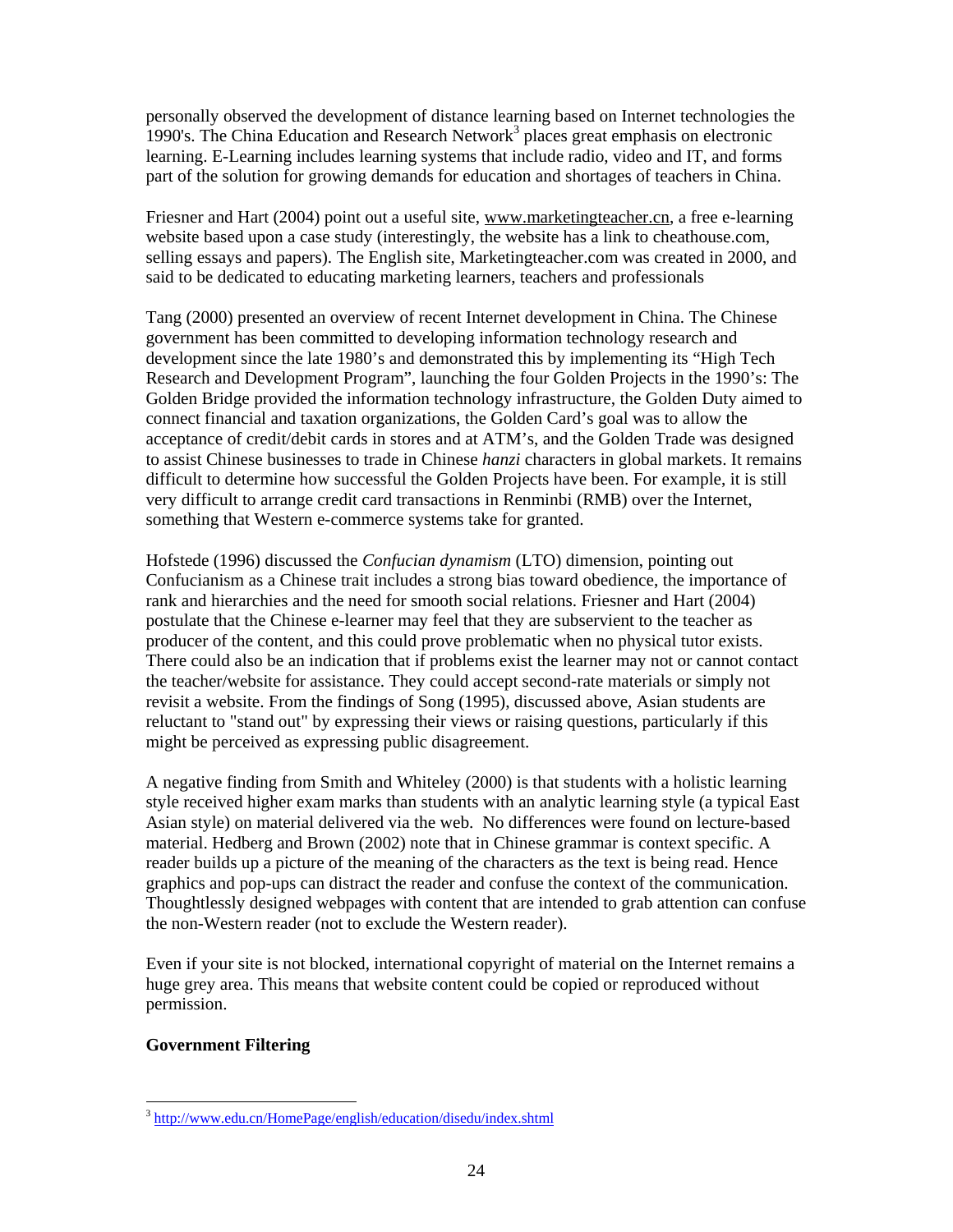personally observed the development of distance learning based on Internet technologies the 1990's. The China Education and Research Network[3] places great emphasis on electronic learning. E-Learning includes learning systems that include radio, video and IT, and forms part of the solution for growing demands for education and shortages of teachers in China.

Friesner and Hart (2004) point out a useful site, www.marketingteacher.cn, a free e-learning website based upon a case study (interestingly, the website has a link to cheathouse.com, selling essays and papers). The English site, Marketingteacher.com was created in 2000, and said to be dedicated to educating marketing learners, teachers and professionals

Tang (2000) presented an overview of recent Internet development in China. The Chinese government has been committed to developing information technology research and development since the late 1980's and demonstrated this by implementing its "High Tech Research and Development Program", launching the four Golden Projects in the 1990's: The Golden Bridge provided the information technology infrastructure, the Golden Duty aimed to connect financial and taxation organizations, the Golden Card's goal was to allow the acceptance of credit/debit cards in stores and at ATM's, and the Golden Trade was designed to assist Chinese businesses to trade in Chinese *hanzi* characters in global markets. It remains difficult to determine how successful the Golden Projects have been. For example, it is still very difficult to arrange credit card transactions in Renminbi (RMB) over the Internet, something that Western e-commerce systems take for granted.

Hofstede (1996) discussed the *Confucian dynamism* (LTO) dimension, pointing out Confucianism as a Chinese trait includes a strong bias toward obedience, the importance of rank and hierarchies and the need for smooth social relations. Friesner and Hart (2004) postulate that the Chinese e-learner may feel that they are subservient to the teacher as producer of the content, and this could prove problematic when no physical tutor exists. There could also be an indication that if problems exist the learner may not or cannot contact the teacher/website for assistance. They could accept second-rate materials or simply not revisit a website. From the findings of Song (1995), discussed above, Asian students are reluctant to "stand out" by expressing their views or raising questions, particularly if this might be perceived as expressing public disagreement.

A negative finding from Smith and Whiteley (2000) is that students with a holistic learning style received higher exam marks than students with an analytic learning style (a typical East Asian style) on material delivered via the web. No differences were found on lecture-based material. Hedberg and Brown (2002) note that in Chinese grammar is context specific. A reader builds up a picture of the meaning of the characters as the text is being read. Hence graphics and pop-ups can distract the reader and confuse the context of the communication. Thoughtlessly designed webpages with content that are intended to grab attention can confuse the non-Western reader (not to exclude the Western reader).

Even if your site is not blocked, international copyright of material on the Internet remains a huge grey area. This means that website content could be copied or reproduced without permission.

**Government Filtering**

[3] http://www.edu.cn/HomePage/english/education/disedu/index.shtml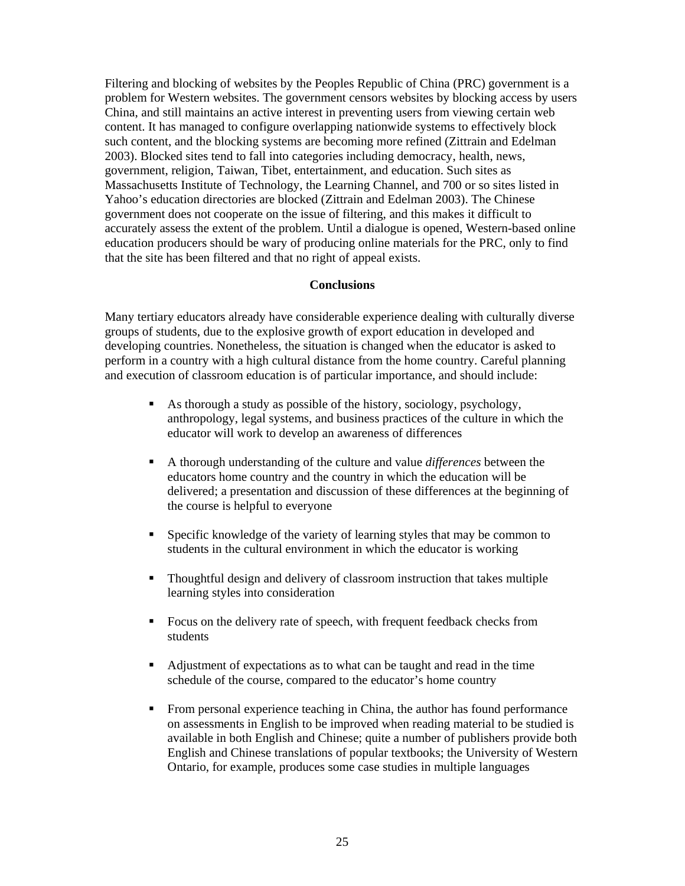Filtering and blocking of websites by the Peoples Republic of China (PRC) government is a problem for Western websites. The government censors websites by blocking access by users China, and still maintains an active interest in preventing users from viewing certain web content. It has managed to configure overlapping nationwide systems to effectively block such content, and the blocking systems are becoming more refined (Zittrain and Edelman 2003). Blocked sites tend to fall into categories including democracy, health, news, government, religion, Taiwan, Tibet, entertainment, and education. Such sites as Massachusetts Institute of Technology, the Learning Channel, and 700 or so sites listed in Yahoo's education directories are blocked (Zittrain and Edelman 2003). The Chinese government does not cooperate on the issue of filtering, and this makes it difficult to accurately assess the extent of the problem. Until a dialogue is opened, Western-based online education producers should be wary of producing online materials for the PRC, only to find that the site has been filtered and that no right of appeal exists.

## Conclusions

Many tertiary educators already have considerable experience dealing with culturally diverse groups of students, due to the explosive growth of export education in developed and developing countries. Nonetheless, the situation is changed when the educator is asked to perform in a country with a high cultural distance from the home country. Careful planning and execution of classroom education is of particular importance, and should include:

- As thorough a study as possible of the history, sociology, psychology, anthropology, legal systems, and business practices of the culture in which the educator will work to develop an awareness of differences

- A thorough understanding of the culture and value *differences* between the educators home country and the country in which the education will be delivered; a presentation and discussion of these differences at the beginning of the course is helpful to everyone

- Specific knowledge of the variety of learning styles that may be common to students in the cultural environment in which the educator is working

- Thoughtful design and delivery of classroom instruction that takes multiple learning styles into consideration

- Focus on the delivery rate of speech, with frequent feedback checks from students

- Adjustment of expectations as to what can be taught and read in the time schedule of the course, compared to the educator's home country

- From personal experience teaching in China, the author has found performance on assessments in English to be improved when reading material to be studied is available in both English and Chinese; quite a number of publishers provide both English and Chinese translations of popular textbooks; the University of Western Ontario, for example, produces some case studies in multiple languages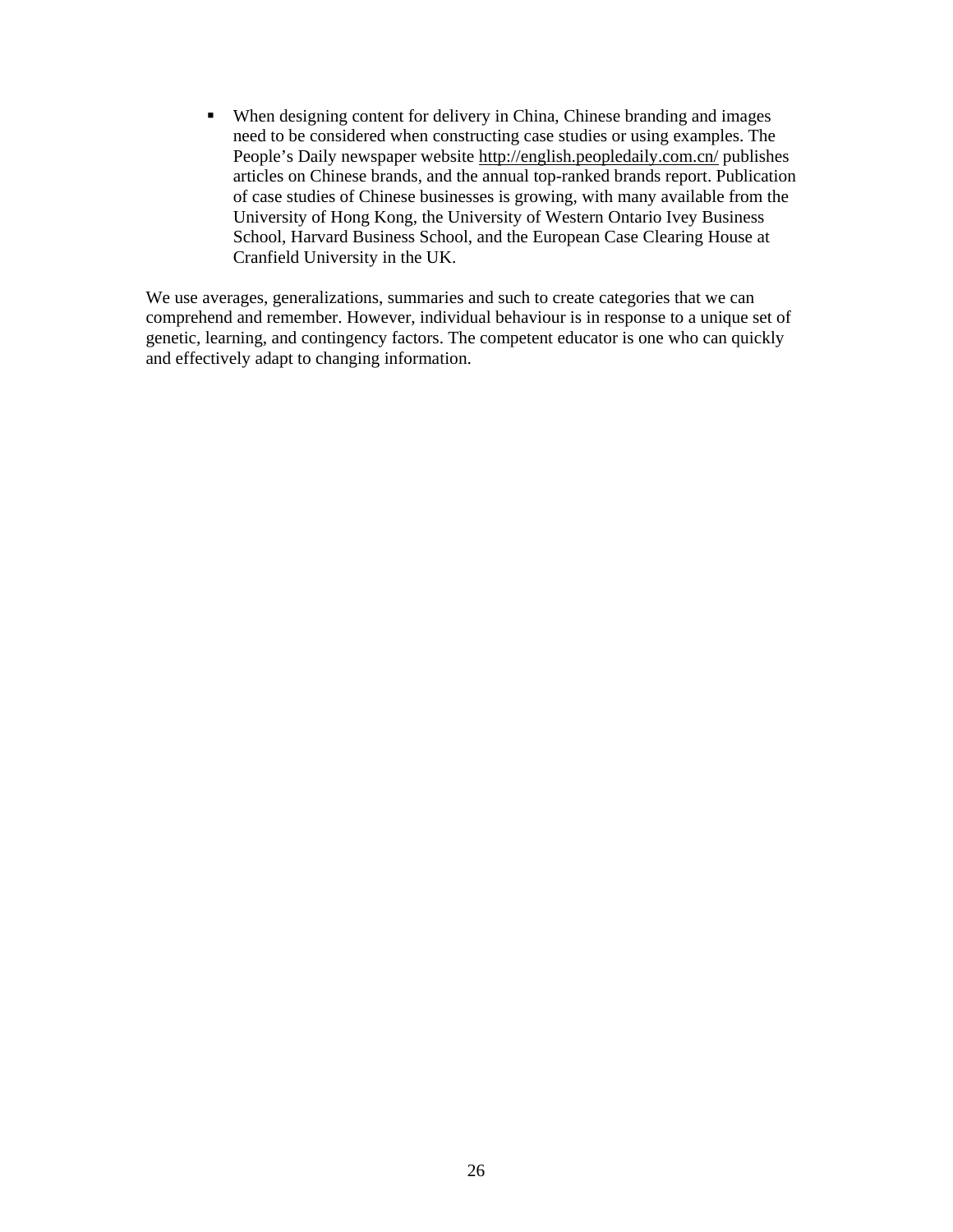- When designing content for delivery in China, Chinese branding and images need to be considered when constructing case studies or using examples. The People's Daily newspaper website http://english.peopledaily.com.cn/ publishes articles on Chinese brands, and the annual top-ranked brands report. Publication of case studies of Chinese businesses is growing, with many available from the University of Hong Kong, the University of Western Ontario Ivey Business School, Harvard Business School, and the European Case Clearing House at Cranfield University in the UK.

We use averages, generalizations, summaries and such to create categories that we can comprehend and remember. However, individual behaviour is in response to a unique set of genetic, learning, and contingency factors. The competent educator is one who can quickly and effectively adapt to changing information.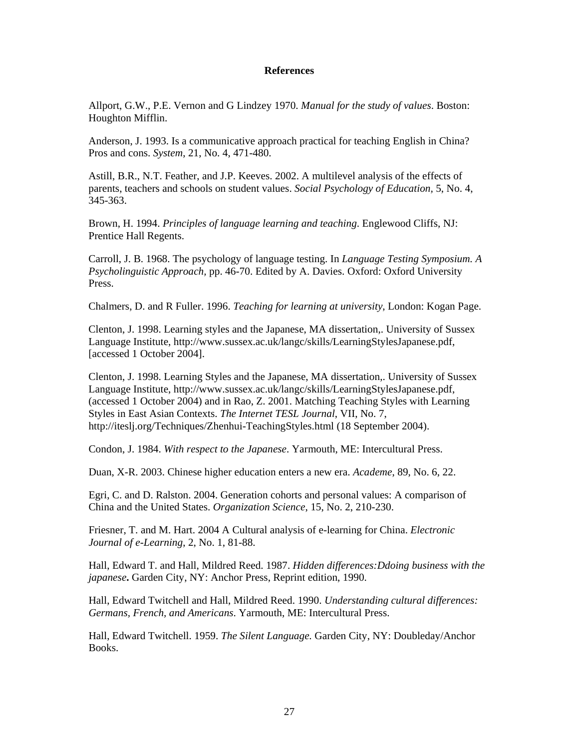# References

Allport, G.W., P.E. Vernon and G Lindzey 1970. *Manual for the study of values*. Boston: Houghton Mifflin.

Anderson, J. 1993. Is a communicative approach practical for teaching English in China? Pros and cons. *System*, 21, No. 4, 471-480.

Astill, B.R., N.T. Feather, and J.P. Keeves. 2002. A multilevel analysis of the effects of parents, teachers and schools on student values. *Social Psychology of Education,* 5, No. 4, 345-363.

Brown, H. 1994. *Principles of language learning and teaching*. Englewood Cliffs, NJ: Prentice Hall Regents.

Carroll, J. B. 1968. The psychology of language testing. In *Language Testing Symposium. A Psycholinguistic Approach*, pp. 46-70. Edited by A. Davies. Oxford: Oxford University Press.

Chalmers, D. and R Fuller. 1996. *Teaching for learning at university*, London: Kogan Page.

Clenton, J. 1998. Learning styles and the Japanese, MA dissertation,. University of Sussex Language Institute, http://www.sussex.ac.uk/langc/skills/LearningStylesJapanese.pdf, [accessed 1 October 2004].

Clenton, J. 1998. Learning Styles and the Japanese, MA dissertation,. University of Sussex Language Institute, http://www.sussex.ac.uk/langc/skills/LearningStylesJapanese.pdf, (accessed 1 October 2004) and in Rao, Z. 2001. Matching Teaching Styles with Learning Styles in East Asian Contexts. *The Internet TESL Journal*, VII, No. 7, http://iteslj.org/Techniques/Zhenhui-TeachingStyles.html (18 September 2004).

Condon, J. 1984. *With respect to the Japanese*. Yarmouth, ME: Intercultural Press.

Duan, X-R. 2003. Chinese higher education enters a new era. *Academe*, 89, No. 6, 22.

Egri, C. and D. Ralston. 2004. Generation cohorts and personal values: A comparison of China and the United States. *Organization Science*, 15, No. 2, 210-230.

Friesner, T. and M. Hart. 2004 A Cultural analysis of e-learning for China. *Electronic Journal of e-Learning*, 2, No. 1, 81-88.

Hall, Edward T. and Hall, Mildred Reed. 1987. *Hidden differences:Ddoing business with the japanese***.** Garden City, NY: Anchor Press, Reprint edition, 1990.

Hall, Edward Twitchell and Hall, Mildred Reed. 1990. *Understanding cultural differences: Germans, French, and Americans*. Yarmouth, ME: Intercultural Press.

Hall, Edward Twitchell. 1959. *The Silent Language.* Garden City, NY: Doubleday/Anchor Books.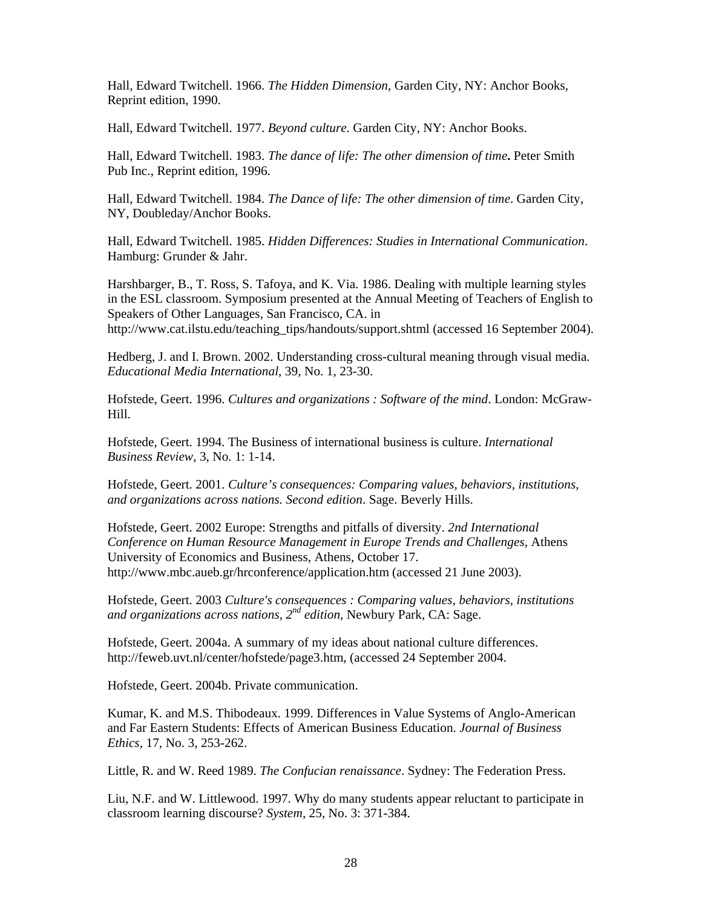Hall, Edward Twitchell. 1966. *The Hidden Dimension*, Garden City, NY: Anchor Books, Reprint edition, 1990.

Hall, Edward Twitchell. 1977. *Beyond culture*. Garden City, NY: Anchor Books.

Hall, Edward Twitchell. 1983. *The dance of life: The other dimension of time***.** Peter Smith Pub Inc., Reprint edition, 1996.

Hall, Edward Twitchell. 1984. *The Dance of life: The other dimension of time*. Garden City, NY, Doubleday/Anchor Books.

Hall, Edward Twitchell. 1985. *Hidden Differences: Studies in International Communication*. Hamburg: Grunder & Jahr.

Harshbarger, B., T. Ross, S. Tafoya, and K. Via. 1986. Dealing with multiple learning styles in the ESL classroom. Symposium presented at the Annual Meeting of Teachers of English to Speakers of Other Languages, San Francisco, CA. in http://www.cat.ilstu.edu/teaching_tips/handouts/support.shtml (accessed 16 September 2004).

Hedberg, J. and I. Brown. 2002. Understanding cross-cultural meaning through visual media. *Educational Media International*, 39, No. 1, 23-30.

Hofstede, Geert. 1996. *Cultures and organizations : Software of the mind*. London: McGraw-Hill.

Hofstede, Geert. 1994. The Business of international business is culture. *International Business Review*, 3, No. 1: 1-14.

Hofstede, Geert. 2001. *Culture's consequences: Comparing values, behaviors, institutions, and organizations across nations. Second edition*. Sage. Beverly Hills.

Hofstede, Geert. 2002 Europe: Strengths and pitfalls of diversity. *2nd International Conference on Human Resource Management in Europe Trends and Challenges*, Athens University of Economics and Business, Athens, October 17. http://www.mbc.aueb.gr/hrconference/application.htm (accessed 21 June 2003).

Hofstede, Geert. 2003 *Culture's consequences : Comparing values, behaviors, institutions and organizations across nations, 2nd edition*, Newbury Park, CA: Sage.

Hofstede, Geert. 2004a. A summary of my ideas about national culture differences. http://feweb.uvt.nl/center/hofstede/page3.htm, (accessed 24 September 2004.

Hofstede, Geert. 2004b. Private communication.

Kumar, K. and M.S. Thibodeaux. 1999. Differences in Value Systems of Anglo-American and Far Eastern Students: Effects of American Business Education. *Journal of Business Ethics*, 17, No. 3, 253-262.

Little, R. and W. Reed 1989. *The Confucian renaissance*. Sydney: The Federation Press.

Liu, N.F. and W. Littlewood. 1997. Why do many students appear reluctant to participate in classroom learning discourse? *System*, 25, No. 3: 371-384.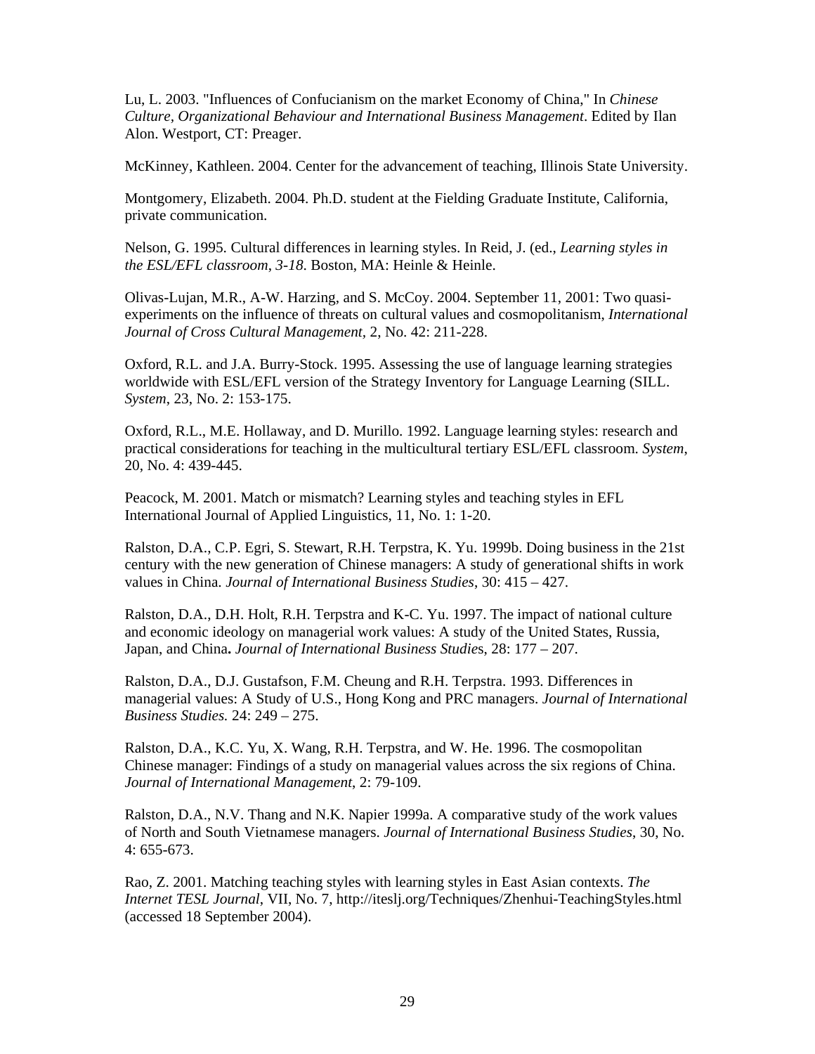Lu, L. 2003. "Influences of Confucianism on the market Economy of China," In *Chinese Culture, Organizational Behaviour and International Business Management*. Edited by Ilan Alon. Westport, CT: Preager.

McKinney, Kathleen. 2004. Center for the advancement of teaching, Illinois State University.

Montgomery, Elizabeth. 2004. Ph.D. student at the Fielding Graduate Institute, California, private communication.

Nelson, G. 1995. Cultural differences in learning styles. In Reid, J. (ed., *Learning styles in the ESL/EFL classroom, 3-18*. Boston, MA: Heinle & Heinle.

Olivas-Lujan, M.R., A-W. Harzing, and S. McCoy. 2004. September 11, 2001: Two quasi-experiments on the influence of threats on cultural values and cosmopolitanism, *International Journal of Cross Cultural Management*, 2, No. 42: 211-228.

Oxford, R.L. and J.A. Burry-Stock. 1995. Assessing the use of language learning strategies worldwide with ESL/EFL version of the Strategy Inventory for Language Learning (SILL. *System*, 23, No. 2: 153-175.

Oxford, R.L., M.E. Hollaway, and D. Murillo. 1992. Language learning styles: research and practical considerations for teaching in the multicultural tertiary ESL/EFL classroom. *System*, 20, No. 4: 439-445.

Peacock, M. 2001. Match or mismatch? Learning styles and teaching styles in EFL International Journal of Applied Linguistics, 11, No. 1: 1-20.

Ralston, D.A., C.P. Egri, S. Stewart, R.H. Terpstra, K. Yu. 1999b. Doing business in the 21st century with the new generation of Chinese managers: A study of generational shifts in work values in China. *Journal of International Business Studies*, 30: 415 – 427.

Ralston, D.A., D.H. Holt, R.H. Terpstra and K-C. Yu. 1997. The impact of national culture and economic ideology on managerial work values: A study of the United States, Russia, Japan, and China**.** *Journal of International Business Studies*, 28: 177 – 207.

Ralston, D.A., D.J. Gustafson, F.M. Cheung and R.H. Terpstra. 1993. Differences in managerial values: A Study of U.S., Hong Kong and PRC managers. *Journal of International Business Studies.* 24: 249 – 275.

Ralston, D.A., K.C. Yu, X. Wang, R.H. Terpstra, and W. He. 1996. The cosmopolitan Chinese manager: Findings of a study on managerial values across the six regions of China. *Journal of International Management*, 2: 79-109.

Ralston, D.A., N.V. Thang and N.K. Napier 1999a. A comparative study of the work values of North and South Vietnamese managers. *Journal of International Business Studies*, 30, No. 4: 655-673.

Rao, Z. 2001. Matching teaching styles with learning styles in East Asian contexts. *The Internet TESL Journal*, VII, No. 7, http://iteslj.org/Techniques/Zhenhui-TeachingStyles.html (accessed 18 September 2004).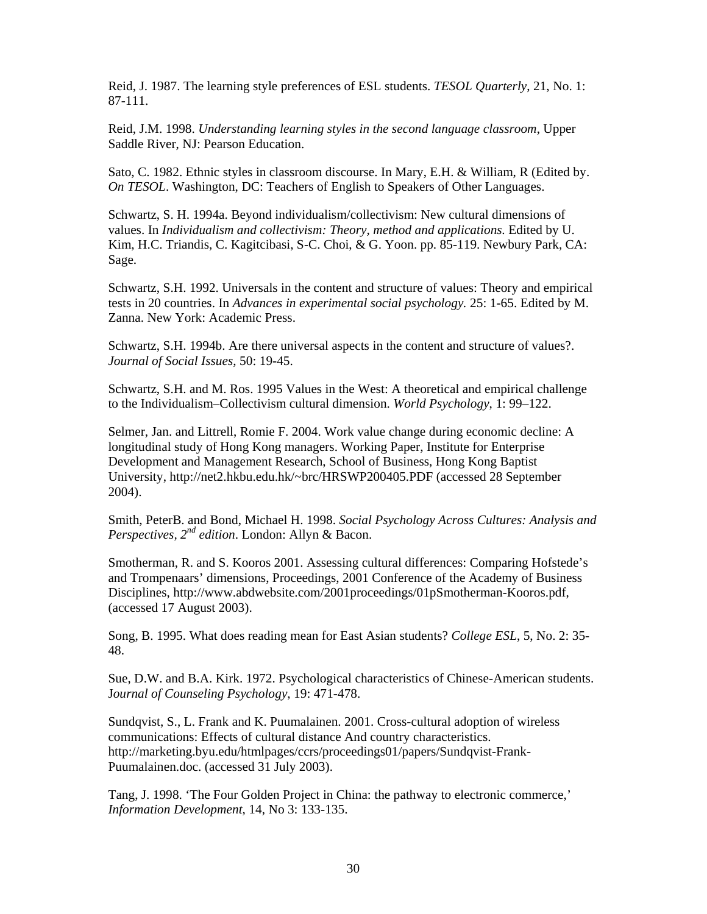Reid, J. 1987. The learning style preferences of ESL students. *TESOL Quarterly*, 21, No. 1: 87-111.

Reid, J.M. 1998. *Understanding learning styles in the second language classroom*, Upper Saddle River, NJ: Pearson Education.

Sato, C. 1982. Ethnic styles in classroom discourse. In Mary, E.H. & William, R (Edited by. *On TESOL*. Washington, DC: Teachers of English to Speakers of Other Languages.

Schwartz, S. H. 1994a. Beyond individualism/collectivism: New cultural dimensions of values. In *Individualism and collectivism: Theory, method and applications.* Edited by U. Kim, H.C. Triandis, C. Kagitcibasi, S-C. Choi, & G. Yoon. pp. 85-119. Newbury Park, CA: Sage.

Schwartz, S.H. 1992. Universals in the content and structure of values: Theory and empirical tests in 20 countries. In *Advances in experimental social psychology.* 25: 1-65. Edited by M. Zanna. New York: Academic Press.

Schwartz, S.H. 1994b. Are there universal aspects in the content and structure of values?. *Journal of Social Issues*, 50: 19-45.

Schwartz, S.H. and M. Ros. 1995 Values in the West: A theoretical and empirical challenge to the Individualism–Collectivism cultural dimension. *World Psychology*, 1: 99–122.

Selmer, Jan. and Littrell, Romie F. 2004. Work value change during economic decline: A longitudinal study of Hong Kong managers. Working Paper, Institute for Enterprise Development and Management Research, School of Business, Hong Kong Baptist University, http://net2.hkbu.edu.hk/~brc/HRSWP200405.PDF (accessed 28 September 2004).

Smith, PeterB. and Bond, Michael H. 1998. *Social Psychology Across Cultures: Analysis and Perspectives, 2nd edition*. London: Allyn & Bacon.

Smotherman, R. and S. Kooros 2001. Assessing cultural differences: Comparing Hofstede's and Trompenaars' dimensions, Proceedings, 2001 Conference of the Academy of Business Disciplines, http://www.abdwebsite.com/2001proceedings/01pSmotherman-Kooros.pdf, (accessed 17 August 2003).

Song, B. 1995. What does reading mean for East Asian students? *College ESL*, 5, No. 2: 35-48.

Sue, D.W. and B.A. Kirk. 1972. Psychological characteristics of Chinese-American students. *Journal of Counseling Psychology*, 19: 471-478.

Sundqvist, S., L. Frank and K. Puumalainen. 2001. Cross-cultural adoption of wireless communications: Effects of cultural distance And country characteristics. http://marketing.byu.edu/htmlpages/ccrs/proceedings01/papers/Sundqvist-Frank-Puumalainen.doc. (accessed 31 July 2003).

Tang, J. 1998. 'The Four Golden Project in China: the pathway to electronic commerce,' *Information Development*, 14, No 3: 133-135.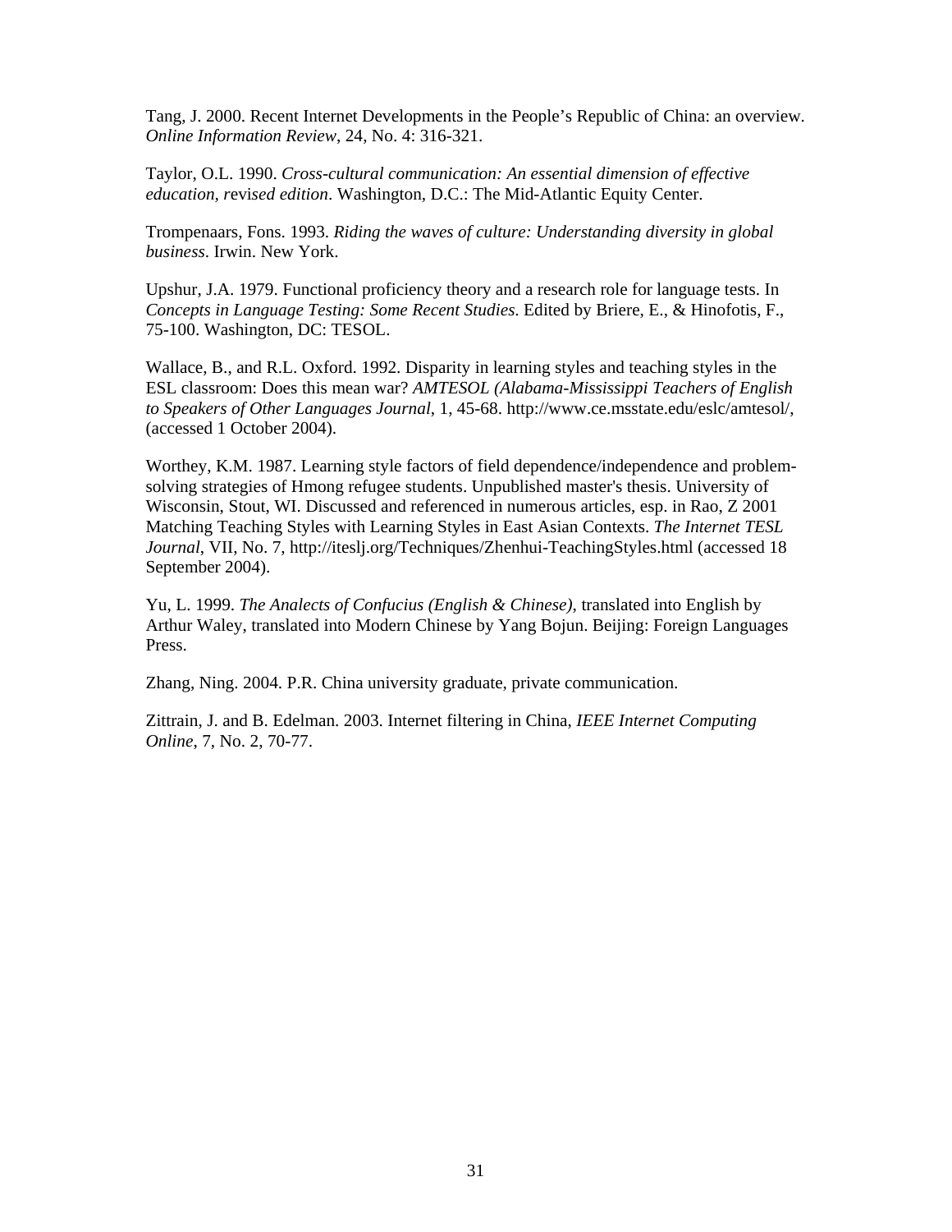Tang, J. 2000. Recent Internet Developments in the People's Republic of China: an overview. *Online Information Review*, 24, No. 4: 316-321.

Taylor, O.L. 1990. *Cross-cultural communication: An essential dimension of effective education, revised edition*. Washington, D.C.: The Mid-Atlantic Equity Center.

Trompenaars, Fons. 1993. *Riding the waves of culture: Understanding diversity in global business*. Irwin. New York.

Upshur, J.A. 1979. Functional proficiency theory and a research role for language tests. In *Concepts in Language Testing: Some Recent Studies*. Edited by Briere, E., & Hinofotis, F., 75-100. Washington, DC: TESOL.

Wallace, B., and R.L. Oxford. 1992. Disparity in learning styles and teaching styles in the ESL classroom: Does this mean war? *AMTESOL (Alabama-Mississippi Teachers of English to Speakers of Other Languages Journal*, 1, 45-68. http://www.ce.msstate.edu/eslc/amtesol/, (accessed 1 October 2004).

Worthey, K.M. 1987. Learning style factors of field dependence/independence and problem-solving strategies of Hmong refugee students. Unpublished master's thesis. University of Wisconsin, Stout, WI. Discussed and referenced in numerous articles, esp. in Rao, Z 2001 Matching Teaching Styles with Learning Styles in East Asian Contexts. *The Internet TESL Journal*, VII, No. 7, http://iteslj.org/Techniques/Zhenhui-TeachingStyles.html (accessed 18 September 2004).

Yu, L. 1999. *The Analects of Confucius (English & Chinese)*, translated into English by Arthur Waley, translated into Modern Chinese by Yang Bojun. Beijing: Foreign Languages Press.

Zhang, Ning. 2004. P.R. China university graduate, private communication.

Zittrain, J. and B. Edelman. 2003. Internet filtering in China, *IEEE Internet Computing Online*, 7, No. 2, 70-77.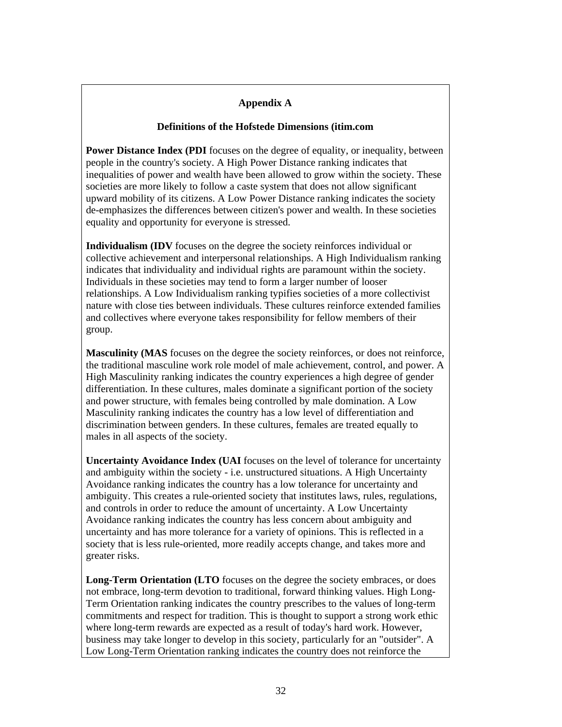## Appendix A

### Definitions of the Hofstede Dimensions (itim.com

**Power Distance Index (PDI** focuses on the degree of equality, or inequality, between people in the country's society. A High Power Distance ranking indicates that inequalities of power and wealth have been allowed to grow within the society. These societies are more likely to follow a caste system that does not allow significant upward mobility of its citizens. A Low Power Distance ranking indicates the society de-emphasizes the differences between citizen's power and wealth. In these societies equality and opportunity for everyone is stressed.

**Individualism (IDV** focuses on the degree the society reinforces individual or collective achievement and interpersonal relationships. A High Individualism ranking indicates that individuality and individual rights are paramount within the society. Individuals in these societies may tend to form a larger number of looser relationships. A Low Individualism ranking typifies societies of a more collectivist nature with close ties between individuals. These cultures reinforce extended families and collectives where everyone takes responsibility for fellow members of their group.

**Masculinity (MAS** focuses on the degree the society reinforces, or does not reinforce, the traditional masculine work role model of male achievement, control, and power. A High Masculinity ranking indicates the country experiences a high degree of gender differentiation. In these cultures, males dominate a significant portion of the society and power structure, with females being controlled by male domination. A Low Masculinity ranking indicates the country has a low level of differentiation and discrimination between genders. In these cultures, females are treated equally to males in all aspects of the society.

**Uncertainty Avoidance Index (UAI** focuses on the level of tolerance for uncertainty and ambiguity within the society - i.e. unstructured situations. A High Uncertainty Avoidance ranking indicates the country has a low tolerance for uncertainty and ambiguity. This creates a rule-oriented society that institutes laws, rules, regulations, and controls in order to reduce the amount of uncertainty. A Low Uncertainty Avoidance ranking indicates the country has less concern about ambiguity and uncertainty and has more tolerance for a variety of opinions. This is reflected in a society that is less rule-oriented, more readily accepts change, and takes more and greater risks.

**Long-Term Orientation (LTO** focuses on the degree the society embraces, or does not embrace, long-term devotion to traditional, forward thinking values. High Long-Term Orientation ranking indicates the country prescribes to the values of long-term commitments and respect for tradition. This is thought to support a strong work ethic where long-term rewards are expected as a result of today's hard work. However, business may take longer to develop in this society, particularly for an "outsider". A Low Long-Term Orientation ranking indicates the country does not reinforce the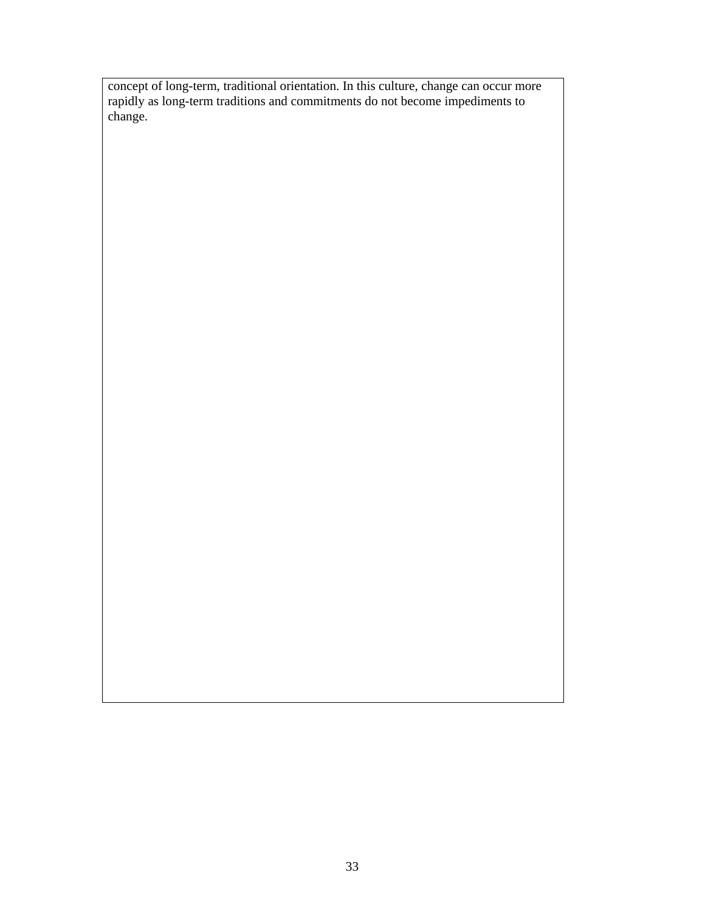concept of long-term, traditional orientation. In this culture, change can occur more rapidly as long-term traditions and commitments do not become impediments to change.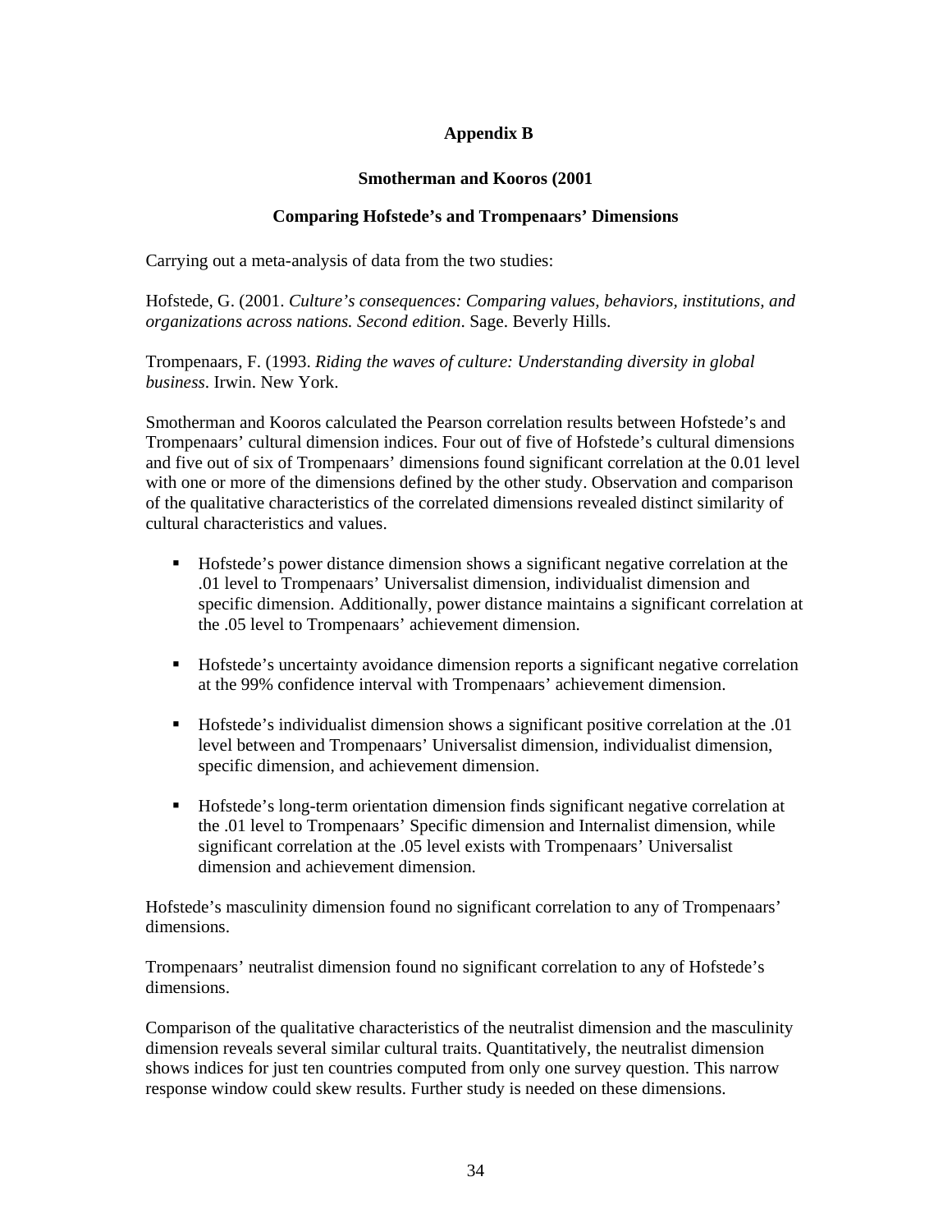## Appendix B

### Smotherman and Kooros (2001

### Comparing Hofstede's and Trompenaars' Dimensions

Carrying out a meta-analysis of data from the two studies:

Hofstede, G. (2001. *Culture's consequences: Comparing values, behaviors, institutions, and organizations across nations. Second edition*. Sage. Beverly Hills.

Trompenaars, F. (1993. *Riding the waves of culture: Understanding diversity in global business*. Irwin. New York.

Smotherman and Kooros calculated the Pearson correlation results between Hofstede's and Trompenaars' cultural dimension indices. Four out of five of Hofstede's cultural dimensions and five out of six of Trompenaars' dimensions found significant correlation at the 0.01 level with one or more of the dimensions defined by the other study. Observation and comparison of the qualitative characteristics of the correlated dimensions revealed distinct similarity of cultural characteristics and values.

- Hofstede's power distance dimension shows a significant negative correlation at the .01 level to Trompenaars' Universalist dimension, individualist dimension and specific dimension. Additionally, power distance maintains a significant correlation at the .05 level to Trompenaars' achievement dimension.
- Hofstede's uncertainty avoidance dimension reports a significant negative correlation at the 99% confidence interval with Trompenaars' achievement dimension.
- Hofstede's individualist dimension shows a significant positive correlation at the .01 level between and Trompenaars' Universalist dimension, individualist dimension, specific dimension, and achievement dimension.
- Hofstede's long-term orientation dimension finds significant negative correlation at the .01 level to Trompenaars' Specific dimension and Internalist dimension, while significant correlation at the .05 level exists with Trompenaars' Universalist dimension and achievement dimension.

Hofstede's masculinity dimension found no significant correlation to any of Trompenaars' dimensions.

Trompenaars' neutralist dimension found no significant correlation to any of Hofstede's dimensions.

Comparison of the qualitative characteristics of the neutralist dimension and the masculinity dimension reveals several similar cultural traits. Quantitatively, the neutralist dimension shows indices for just ten countries computed from only one survey question. This narrow response window could skew results. Further study is needed on these dimensions.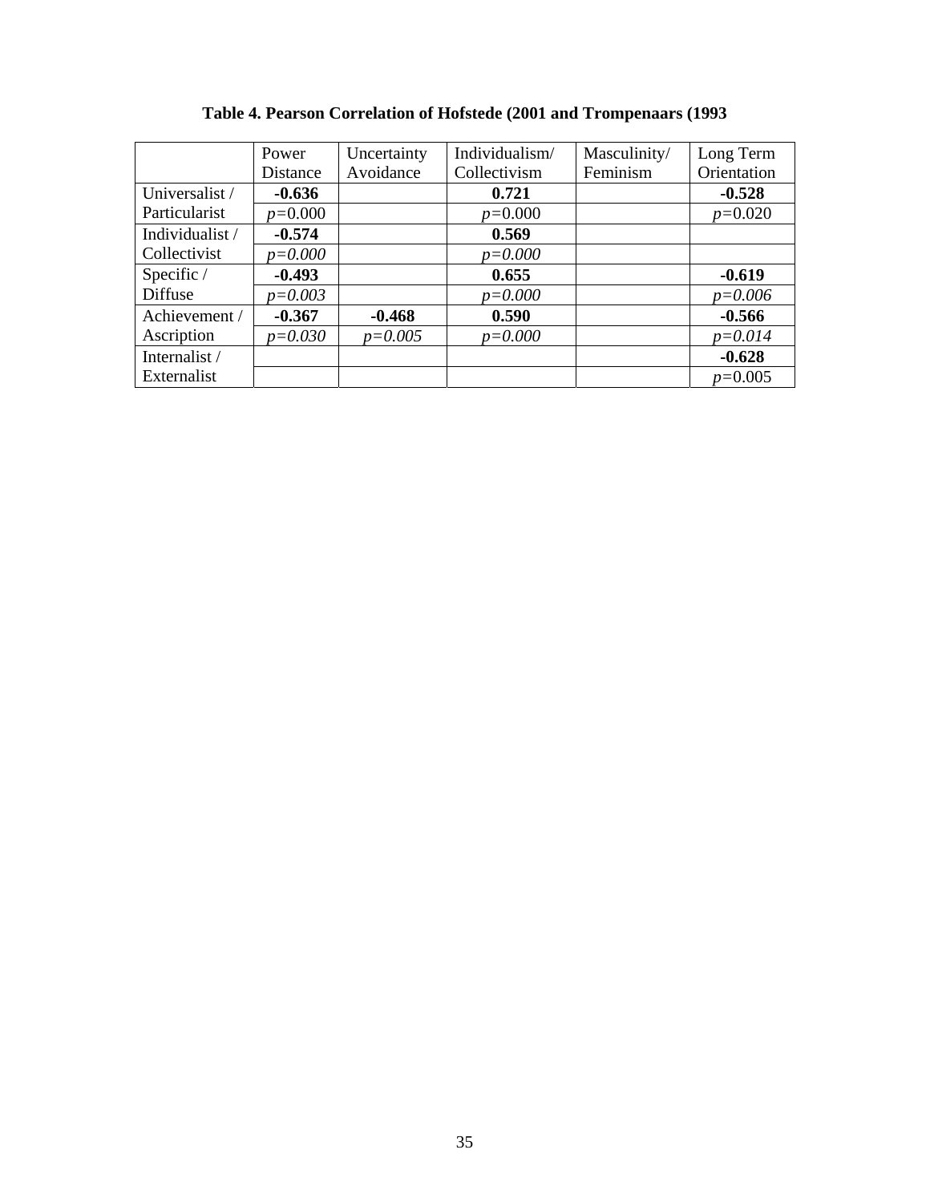**Table 4. Pearson Correlation of Hofstede (2001 and Trompenaars (1993**

| | Power Distance | Uncertainty Avoidance | Individualism/ Collectivism | Masculinity/ Feminism | Long Term Orientation |
|---|---|---|---|---|---|
| Universalist / Particularist | **-0.636** | | **0.721** | | **-0.528** |
| | $p$=0.000 | | $p$=0.000 | | $p$=0.020 |
| Individualist / Collectivist | **-0.574** | | **0.569** | | |
| | *p=0.000* | | *p=0.000* | | |
| Specific / Diffuse | **-0.493** | | **0.655** | | **-0.619** |
| | *p=0.003* | | *p=0.000* | | *p=0.006* |
| Achievement / Ascription | **-0.367** | **-0.468** | **0.590** | | **-0.566** |
| | *p=0.030* | *p=0.005* | *p=0.000* | | *p=0.014* |
| Internalist / Externalist | | | | | **-0.628** |
| | | | | | $p$=0.005 |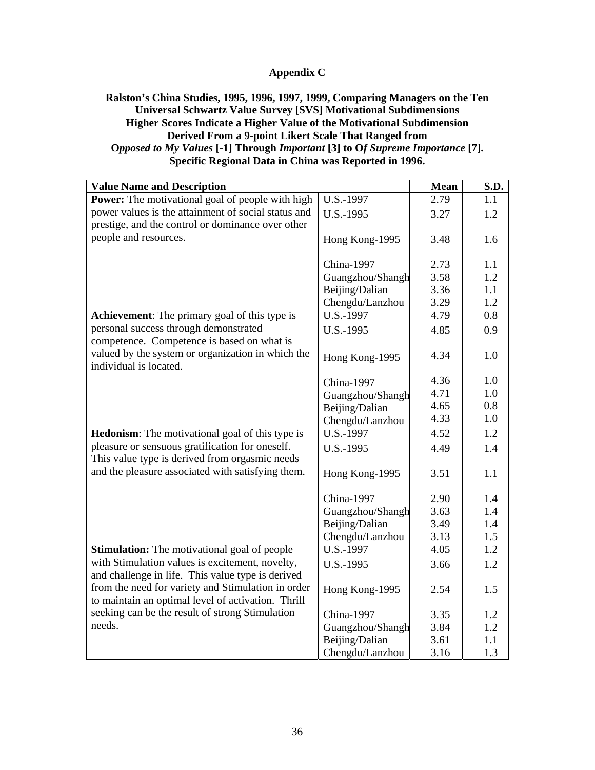**Appendix C**

**Ralston's China Studies, 1995, 1996, 1997, 1999, Comparing Managers on the Ten Universal Schwartz Value Survey [SVS] Motivational Subdimensions Higher Scores Indicate a Higher Value of the Motivational Subdimension Derived From a 9-point Likert Scale That Ranged from O*pposed to My Values* [-1] Through *Important* [3] to O*f Supreme Importance* [7]. Specific Regional Data in China was Reported in 1996.**

| Value Name and Description | | Mean | S.D. |
|---|---|---|---|
| **Power:** The motivational goal of people with high power values is the attainment of social status and prestige, and the control or dominance over other people and resources. | U.S.-1997 | 2.79 | 1.1 |
| | U.S.-1995 | 3.27 | 1.2 |
| | Hong Kong-1995 | 3.48 | 1.6 |
| | China-1997 | 2.73 | 1.1 |
| | Guangzhou/Shangh | 3.58 | 1.2 |
| | Beijing/Dalian | 3.36 | 1.1 |
| | Chengdu/Lanzhou | 3.29 | 1.2 |
| **Achievement**: The primary goal of this type is personal success through demonstrated competence. Competence is based on what is valued by the system or organization in which the individual is located. | U.S.-1997 | 4.79 | 0.8 |
| | U.S.-1995 | 4.85 | 0.9 |
| | Hong Kong-1995 | 4.34 | 1.0 |
| | China-1997 | 4.36 | 1.0 |
| | Guangzhou/Shangh | 4.71 | 1.0 |
| | Beijing/Dalian | 4.65 | 0.8 |
| | Chengdu/Lanzhou | 4.33 | 1.0 |
| **Hedonism**: The motivational goal of this type is pleasure or sensuous gratification for oneself. This value type is derived from orgasmic needs and the pleasure associated with satisfying them. | U.S.-1997 | 4.52 | 1.2 |
| | U.S.-1995 | 4.49 | 1.4 |
| | Hong Kong-1995 | 3.51 | 1.1 |
| | China-1997 | 2.90 | 1.4 |
| | Guangzhou/Shangh | 3.63 | 1.4 |
| | Beijing/Dalian | 3.49 | 1.4 |
| | Chengdu/Lanzhou | 3.13 | 1.5 |
| **Stimulation:** The motivational goal of people with Stimulation values is excitement, novelty, and challenge in life. This value type is derived from the need for variety and Stimulation in order to maintain an optimal level of activation. Thrill seeking can be the result of strong Stimulation needs. | U.S.-1997 | 4.05 | 1.2 |
| | U.S.-1995 | 3.66 | 1.2 |
| | Hong Kong-1995 | 2.54 | 1.5 |
| | China-1997 | 3.35 | 1.2 |
| | Guangzhou/Shangh | 3.84 | 1.2 |
| | Beijing/Dalian | 3.61 | 1.1 |
| | Chengdu/Lanzhou | 3.16 | 1.3 |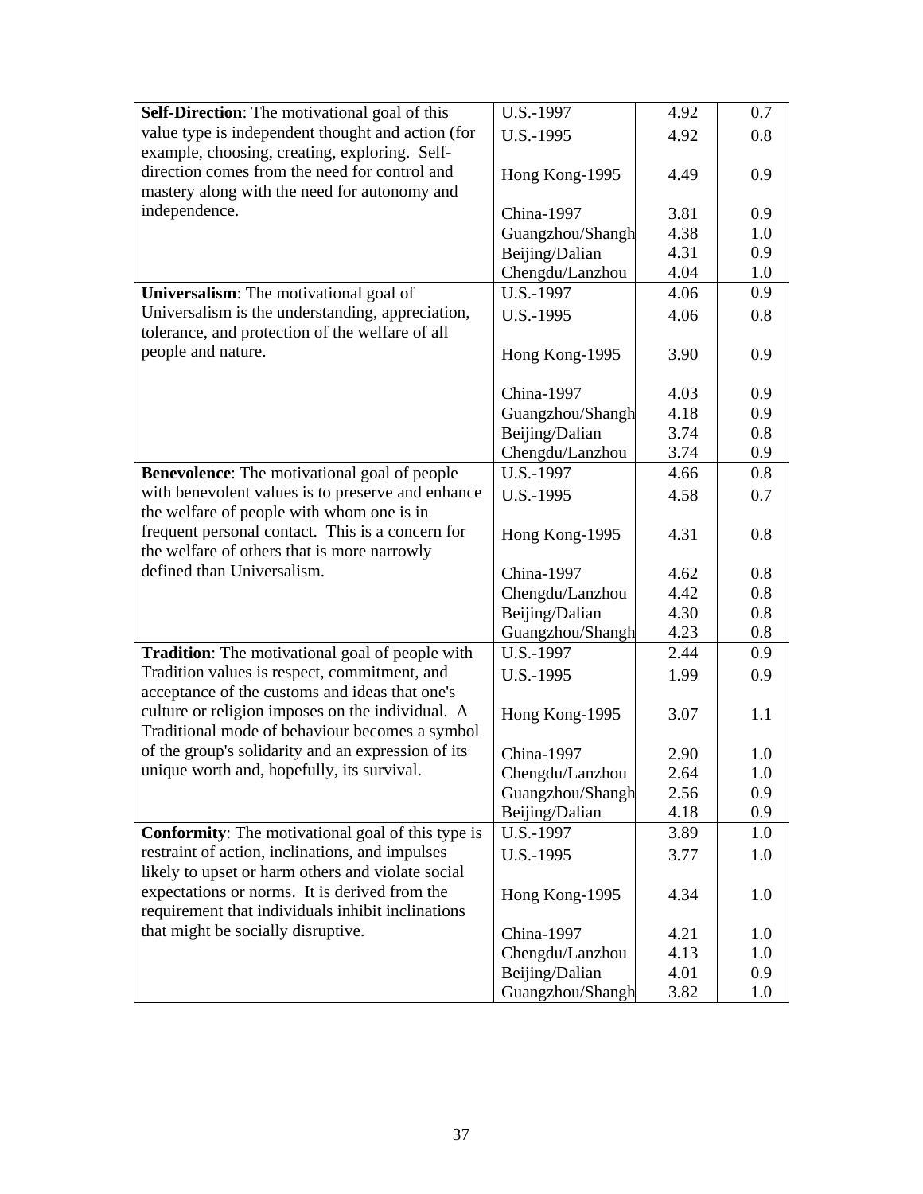| | | | |
|---|---|---|---|
| **Self-Direction**: The motivational goal of this value type is independent thought and action (for example, choosing, creating, exploring. Self-direction comes from the need for control and mastery along with the need for autonomy and independence. | U.S.-1997 | 4.92 | 0.7 |
| | U.S.-1995 | 4.92 | 0.8 |
| | Hong Kong-1995 | 4.49 | 0.9 |
| | China-1997 | 3.81 | 0.9 |
| | Guangzhou/Shangh | 4.38 | 1.0 |
| | Beijing/Dalian | 4.31 | 0.9 |
| | Chengdu/Lanzhou | 4.04 | 1.0 |
| **Universalism**: The motivational goal of Universalism is the understanding, appreciation, tolerance, and protection of the welfare of all people and nature. | U.S.-1997 | 4.06 | 0.9 |
| | U.S.-1995 | 4.06 | 0.8 |
| | Hong Kong-1995 | 3.90 | 0.9 |
| | China-1997 | 4.03 | 0.9 |
| | Guangzhou/Shangh | 4.18 | 0.9 |
| | Beijing/Dalian | 3.74 | 0.8 |
| | Chengdu/Lanzhou | 3.74 | 0.9 |
| **Benevolence**: The motivational goal of people with benevolent values is to preserve and enhance the welfare of people with whom one is in frequent personal contact. This is a concern for the welfare of others that is more narrowly defined than Universalism. | U.S.-1997 | 4.66 | 0.8 |
| | U.S.-1995 | 4.58 | 0.7 |
| | Hong Kong-1995 | 4.31 | 0.8 |
| | China-1997 | 4.62 | 0.8 |
| | Chengdu/Lanzhou | 4.42 | 0.8 |
| | Beijing/Dalian | 4.30 | 0.8 |
| | Guangzhou/Shangh | 4.23 | 0.8 |
| **Tradition**: The motivational goal of people with Tradition values is respect, commitment, and acceptance of the customs and ideas that one's culture or religion imposes on the individual. A Traditional mode of behaviour becomes a symbol of the group's solidarity and an expression of its unique worth and, hopefully, its survival. | U.S.-1997 | 2.44 | 0.9 |
| | U.S.-1995 | 1.99 | 0.9 |
| | Hong Kong-1995 | 3.07 | 1.1 |
| | China-1997 | 2.90 | 1.0 |
| | Chengdu/Lanzhou | 2.64 | 1.0 |
| | Guangzhou/Shangh | 2.56 | 0.9 |
| | Beijing/Dalian | 4.18 | 0.9 |
| **Conformity**: The motivational goal of this type is restraint of action, inclinations, and impulses likely to upset or harm others and violate social expectations or norms. It is derived from the requirement that individuals inhibit inclinations that might be socially disruptive. | U.S.-1997 | 3.89 | 1.0 |
| | U.S.-1995 | 3.77 | 1.0 |
| | Hong Kong-1995 | 4.34 | 1.0 |
| | China-1997 | 4.21 | 1.0 |
| | Chengdu/Lanzhou | 4.13 | 1.0 |
| | Beijing/Dalian | 4.01 | 0.9 |
| | Guangzhou/Shangh | 3.82 | 1.0 |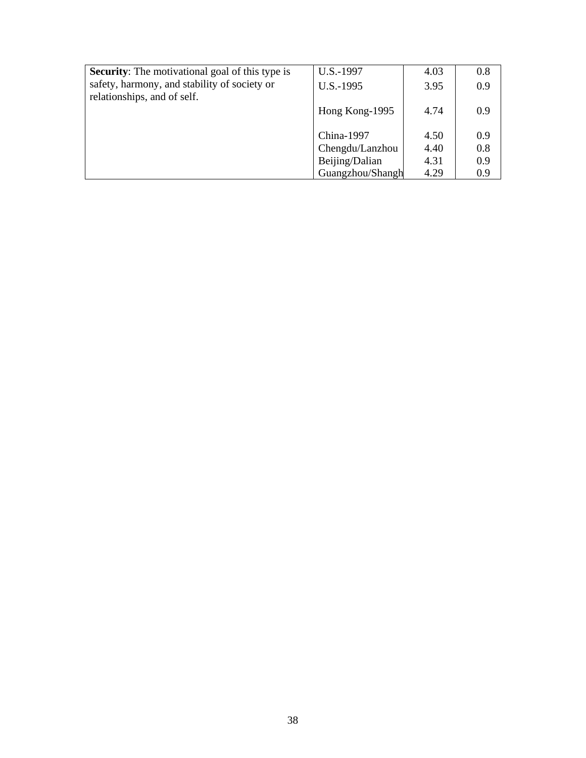| | | | |
|---|---|---|---|
| **Security**: The motivational goal of this type is safety, harmony, and stability of society or relationships, and of self. | U.S.-1997 | 4.03 | 0.8 |
| | U.S.-1995 | 3.95 | 0.9 |
| | Hong Kong-1995 | 4.74 | 0.9 |
| | China-1997 | 4.50 | 0.9 |
| | Chengdu/Lanzhou | 4.40 | 0.8 |
| | Beijing/Dalian | 4.31 | 0.9 |
| | Guangzhou/Shangh | 4.29 | 0.9 |